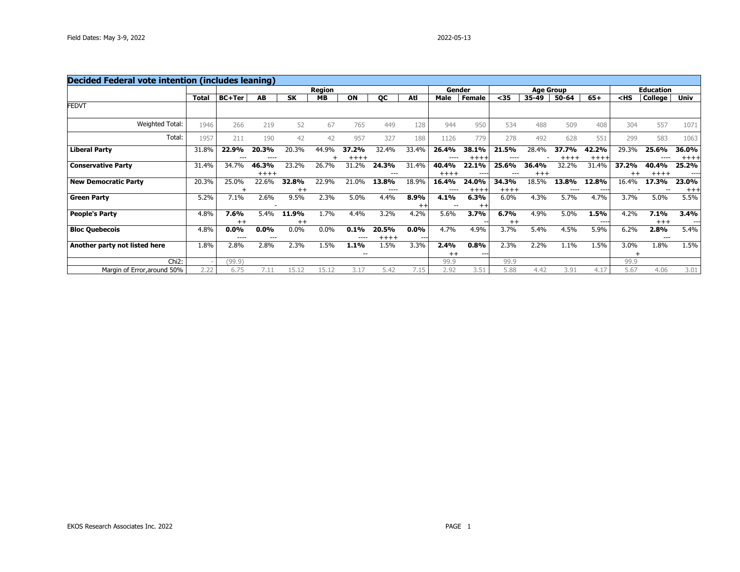Field Dates: May 3-9, 2022

2022-05-13

## Decided Federal vote intention (includes leaning)

| | | Region | | | | | | | Gender | | Age Group | | | | Education | | |
|---|---|---|---|---|---|---|---|---|---|---|---|---|---|---|---|---|---|
| | **Total** | **BC+Ter** | **AB** | **SK** | **MB** | **ON** | **QC** | **Atl** | **Male** | **Female** | **<35** | **35-49** | **50-64** | **65+** | **<HS** | **College** | **Univ** |
| FEDVT | | | | | | | | | | | | | | | | | |
| Weighted Total: | 1946 | 266 | 219 | 52 | 67 | 765 | 449 | 128 | 944 | 950 | 534 | 488 | 509 | 408 | 304 | 557 | 1071 |
| Total: | 1957 | 211 | 190 | 42 | 42 | 957 | 327 | 188 | 1126 | 779 | 278 | 492 | 628 | 551 | 299 | 583 | 1063 |
| **Liberal Party** | 31.8% | **22.9%** --- | **20.3%** ---- | 20.3% | 44.9% + | **37.2%** ++++ | 32.4% | 33.4% | **26.4%** ---- | **38.1%** ++++ | **21.5%** ---- | 28.4% - | **37.7%** ++++ | **42.2%** ++++ | 29.3% | **25.6%** ---- | **36.0%** ++++ |
| **Conservative Party** | 31.4% | 34.7% | **46.3%** ++++ | 23.2% | 26.7% | 31.2% | **24.3%** --- | 31.4% | **40.4%** ++++ | **22.1%** ---- | **25.6%** --- | **36.4%** +++ | 32.2% | 31.4% | **37.2%** ++ | **40.4%** ++++ | **25.2%** ---- |
| **New Democratic Party** | 20.3% | 25.0% + | 22.6% | **32.8%** ++ | 22.9% | 21.0% | **13.8%** ---- | 18.9% | **16.4%** ---- | **24.0%** ++++ | **34.3%** ++++ | 18.5% | **13.8%** ---- | **12.8%** ---- | 16.4% - | **17.3%** -- | **23.0%** +++ |
| **Green Party** | 5.2% | 7.1% | 2.6% - | 9.5% | 2.3% | 5.0% | 4.4% | **8.9%** ++ | **4.1%** -- | **6.3%** ++ | 6.0% | 4.3% | 5.7% | 4.7% | 3.7% | 5.0% | 5.5% |
| **People's Party** | 4.8% | **7.6%** ++ | 5.4% | **11.9%** ++ | 1.7% | 4.4% | 3.2% | 4.2% | 5.6% | **3.7%** -- | **6.7%** ++ | 4.9% | 5.0% | **1.5%** ---- | 4.2% | **7.1%** +++ | **3.4%** --- |
| **Bloc Quebecois** | 4.8% | **0.0%** ---- | **0.0%** --- | 0.0% | 0.0% | **0.1%** ---- | **20.5%** ++++ | **0.0%** --- | 4.7% | 4.9% | 3.7% | 5.4% | 4.5% | 5.9% | 6.2% | **2.8%** --- | 5.4% |
| **Another party not listed here** | 1.8% | 2.8% | 2.8% | 2.3% | 1.5% | **1.1%** -- | 1.5% | 3.3% | **2.4%** ++ | **0.8%** --- | 2.3% | 2.2% | 1.1% | 1.5% | 3.0% + | 1.8% | 1.5% |
| Chi2: | - | (99.9) | | | | | | | 99.9 | | 99.9 | | | | 99.9 | | |
| Margin of Error,around 50% | 2.22 | 6.75 | 7.11 | 15.12 | 15.12 | 3.17 | 5.42 | 7.15 | 2.92 | 3.51 | 5.88 | 4.42 | 3.91 | 4.17 | 5.67 | 4.06 | 3.01 |

EKOS Research Associates Inc. 2022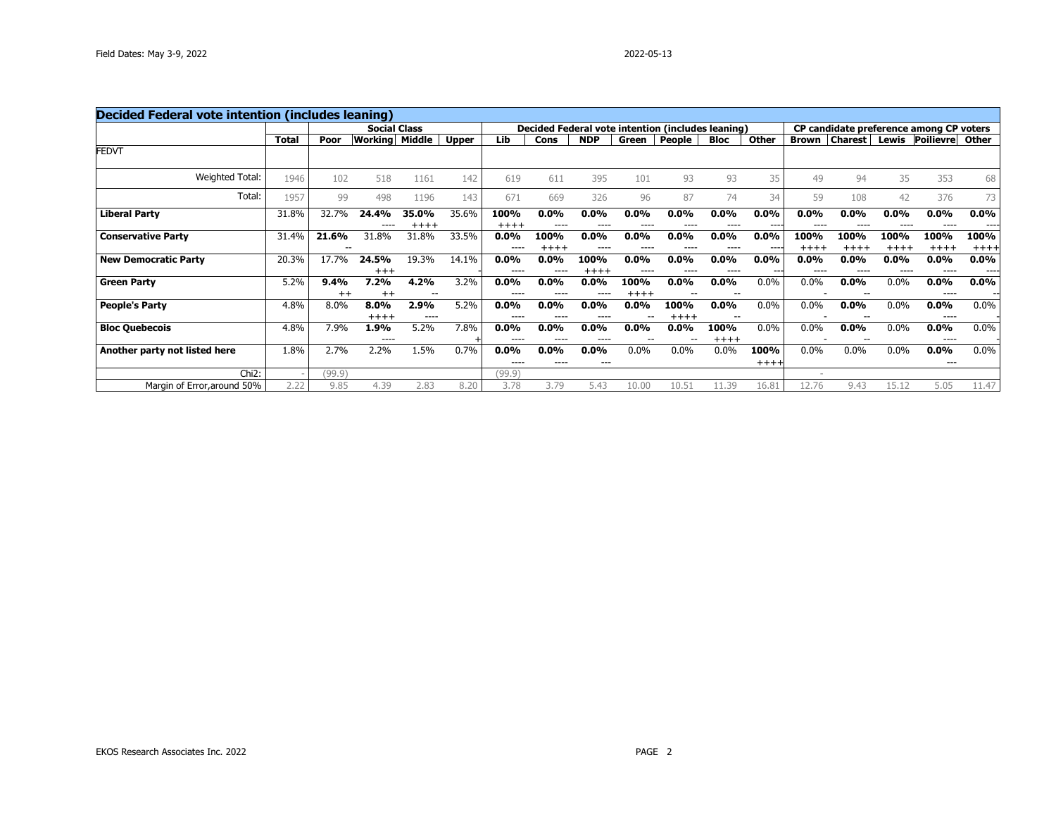Field Dates: May 3-9, 2022

2022-05-13

## Decided Federal vote intention (includes leaning)

| | | Social Class | | | | Decided Federal vote intention (includes leaning) | | | | | | | CP candidate preference among CP voters | | | | |
|---|---|---|---|---|---|---|---|---|---|---|---|---|---|---|---|---|---|
| | **Total** | **Poor** | **Working** | **Middle** | **Upper** | **Lib** | **Cons** | **NDP** | **Green** | **People** | **Bloc** | **Other** | **Brown** | **Charest** | **Lewis** | **Poilievre** | **Other** |
| FEDVT | | | | | | | | | | | | | | | | | |
| Weighted Total: | 1946 | 102 | 518 | 1161 | 142 | 619 | 611 | 395 | 101 | 93 | 93 | 35 | 49 | 94 | 35 | 353 | 68 |
| Total: | 1957 | 99 | 498 | 1196 | 143 | 671 | 669 | 326 | 96 | 87 | 74 | 34 | 59 | 108 | 42 | 376 | 73 |
| **Liberal Party** | 31.8% | 32.7% | **24.4%** ---- | **35.0%** ++++ | 35.6% | **100%** ++++ | **0.0%** ---- | **0.0%** ---- | **0.0%** ---- | **0.0%** ---- | **0.0%** ---- | **0.0%** ---- | **0.0%** ---- | **0.0%** ---- | **0.0%** ---- | **0.0%** ---- | **0.0%** ---- |
| **Conservative Party** | 31.4% | **21.6%** -- | 31.8% | 31.8% | 33.5% | **0.0%** ---- | **100%** ++++ | **0.0%** ---- | **0.0%** ---- | **0.0%** ---- | **0.0%** ---- | **0.0%** ---- | **100%** ++++ | **100%** ++++ | **100%** ++++ | **100%** ++++ | **100%** ++++ |
| **New Democratic Party** | 20.3% | 17.7% | **24.5%** +++ | 19.3% | 14.1% | **0.0%** ---- | **0.0%** ---- | **100%** ++++ | **0.0%** ---- | **0.0%** ---- | **0.0%** ---- | **0.0%** -- | **0.0%** ---- | **0.0%** ---- | **0.0%** ---- | **0.0%** ---- | **0.0%** ---- |
| **Green Party** | 5.2% | **9.4%** ++ | **7.2%** ++ | **4.2%** -- | 3.2% | **0.0%** ---- | **0.0%** ---- | **0.0%** ---- | **100%** ++++ | **0.0%** -- | **0.0%** -- | 0.0% | 0.0% - | **0.0%** -- | 0.0% | **0.0%** ---- | **0.0%** -- |
| **People's Party** | 4.8% | 8.0% | **8.0%** ++++ | **2.9%** ---- | 5.2% | **0.0%** ---- | **0.0%** ---- | **0.0%** ---- | **0.0%** -- | **100%** ++++ | **0.0%** -- | 0.0% | 0.0% - | **0.0%** -- | 0.0% | **0.0%** ---- | 0.0% - |
| **Bloc Quebecois** | 4.8% | 7.9% | **1.9%** ---- | 5.2% | 7.8% + | **0.0%** ---- | **0.0%** ---- | **0.0%** ---- | **0.0%** -- | **0.0%** -- | **100%** ++++ | 0.0% | 0.0% - | **0.0%** -- | 0.0% | **0.0%** ---- | 0.0% - |
| **Another party not listed here** | 1.8% | 2.7% | 2.2% | 1.5% | 0.7% | **0.0%** ---- | **0.0%** ---- | **0.0%** --- | 0.0% | 0.0% | 0.0% | **100%** ++++ | 0.0% | 0.0% | 0.0% | **0.0%** --- | 0.0% |
| Chi2: | - | (99.9) | | | | (99.9) | | | | | | | - | | | | |
| Margin of Error,around 50% | 2.22 | 9.85 | 4.39 | 2.83 | 8.20 | 3.78 | 3.79 | 5.43 | 10.00 | 10.51 | 11.39 | 16.81 | 12.76 | 9.43 | 15.12 | 5.05 | 11.47 |

EKOS Research Associates Inc. 2022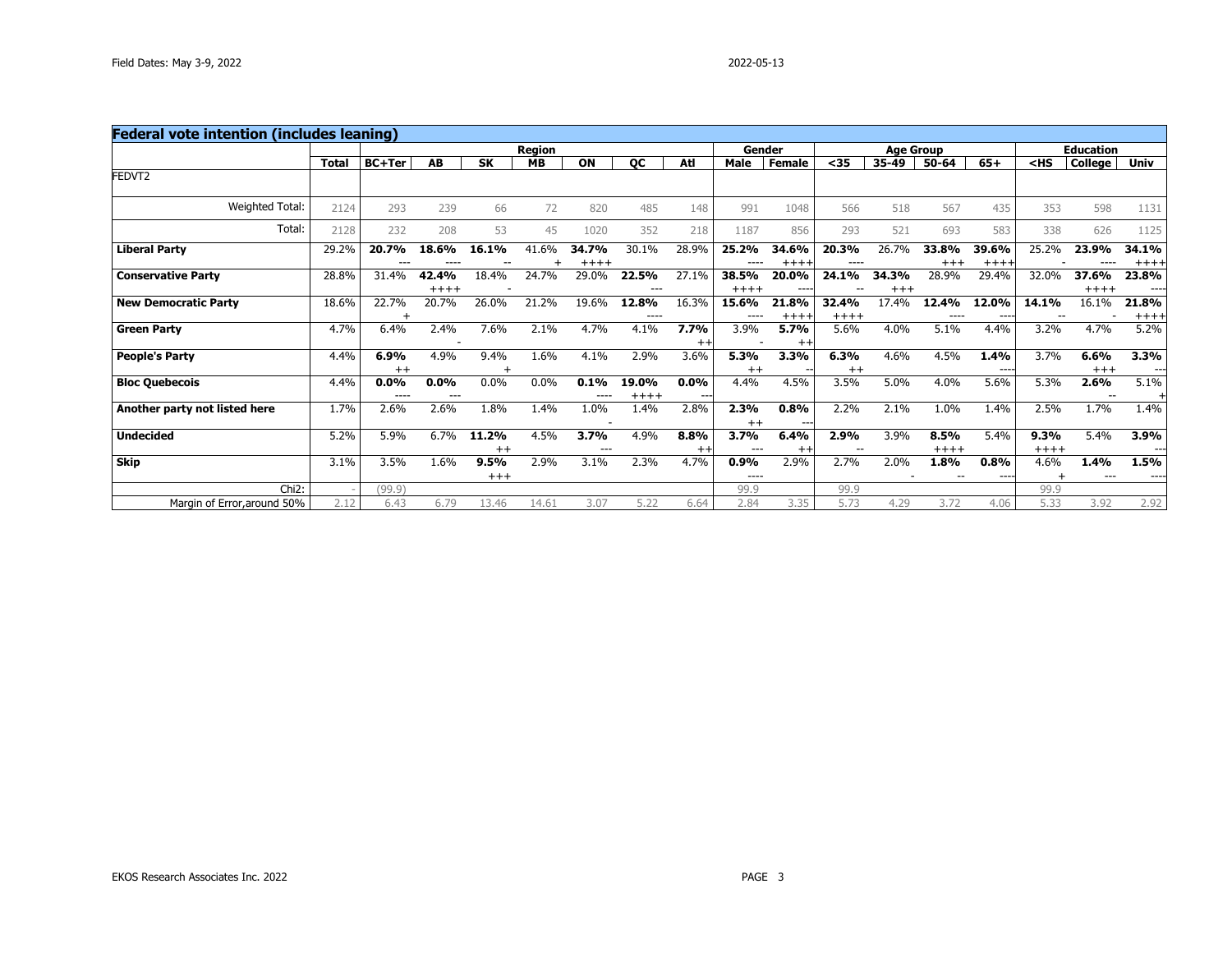Field Dates: May 3-9, 2022

2022-05-13

## Federal vote intention (includes leaning)

| | | Region | | | | | | | Gender | | Age Group | | | | Education | | |
|---|---|---|---|---|---|---|---|---|---|---|---|---|---|---|---|---|---|
| | Total | BC+Ter | AB | SK | MB | ON | QC | Atl | Male | Female | <35 | 35-49 | 50-64 | 65+ | <HS | College | Univ |
| FEDVT2 | | | | | | | | | | | | | | | | | |
| Weighted Total: | 2124 | 293 | 239 | 66 | 72 | 820 | 485 | 148 | 991 | 1048 | 566 | 518 | 567 | 435 | 353 | 598 | 1131 |
| Total: | 2128 | 232 | 208 | 53 | 45 | 1020 | 352 | 218 | 1187 | 856 | 293 | 521 | 693 | 583 | 338 | 626 | 1125 |
| **Liberal Party** | 29.2% | **20.7%** --- | **18.6%** ---- | **16.1%** -- | 41.6% + | **34.7%** ++++ | 30.1% | 28.9% | **25.2%** ---- | **34.6%** ++++ | **20.3%** ---- | 26.7% | **33.8%** +++ | **39.6%** ++++ | 25.2% - | **23.9%** ---- | **34.1%** ++++ |
| **Conservative Party** | 28.8% | 31.4% | **42.4%** ++++ | 18.4% - | 24.7% | 29.0% | **22.5%** --- | 27.1% | **38.5%** ++++ | **20.0%** ---- | **24.1%** -- | **34.3%** +++ | 28.9% | 29.4% | 32.0% | **37.6%** ++++ | **23.8%** ---- |
| **New Democratic Party** | 18.6% | 22.7% + | 20.7% | 26.0% | 21.2% | 19.6% | **12.8%** ---- | 16.3% | **15.6%** ---- | **21.8%** ++++ | **32.4%** ++++ | 17.4% | **12.4%** ---- | **12.0%** ---- | **14.1%** -- | 16.1% - | **21.8%** ++++ |
| **Green Party** | 4.7% | 6.4% | 2.4% - | 7.6% | 2.1% | 4.7% | 4.1% | **7.7%** ++ | 3.9% - | **5.7%** ++ | 5.6% | 4.0% | 5.1% | 4.4% | 3.2% | 4.7% | 5.2% |
| **People's Party** | 4.4% | **6.9%** ++ | 4.9% | 9.4% + | 1.6% | 4.1% | 2.9% | 3.6% | **5.3%** ++ | **3.3%** -- | **6.3%** ++ | 4.6% | 4.5% | **1.4%** ---- | 3.7% | **6.6%** +++ | **3.3%** --- |
| **Bloc Quebecois** | 4.4% | **0.0%** ---- | **0.0%** --- | 0.0% | 0.0% | **0.1%** ---- | **19.0%** ++++ | **0.0%** --- | 4.4% | 4.5% | 3.5% | 5.0% | 4.0% | 5.6% | 5.3% | **2.6%** -- | 5.1% + |
| **Another party not listed here** | 1.7% | 2.6% | 2.6% | 1.8% | 1.4% | 1.0% - | 1.4% | 2.8% | **2.3%** ++ | **0.8%** --- | 2.2% | 2.1% | 1.0% | 1.4% | 2.5% | 1.7% | 1.4% |
| **Undecided** | 5.2% | 5.9% | 6.7% | **11.2%** ++ | 4.5% | **3.7%** --- | 4.9% | **8.8%** ++ | **3.7%** --- | **6.4%** ++ | **2.9%** -- | 3.9% | **8.5%** ++++ | 5.4% | **9.3%** ++++ | 5.4% | **3.9%** --- |
| **Skip** | 3.1% | 3.5% | 1.6% | **9.5%** +++ | 2.9% | 3.1% | 2.3% | 4.7% | **0.9%** ---- | 2.9% | 2.7% | 2.0% - | **1.8%** -- | **0.8%** ---- | 4.6% + | **1.4%** --- | **1.5%** ---- |
| Chi2: | - | (99.9) | | | | | | | 99.9 | | 99.9 | | | | 99.9 | | |
| Margin of Error,around 50% | 2.12 | 6.43 | 6.79 | 13.46 | 14.61 | 3.07 | 5.22 | 6.64 | 2.84 | 3.35 | 5.73 | 4.29 | 3.72 | 4.06 | 5.33 | 3.92 | 2.92 |

EKOS Research Associates Inc. 2022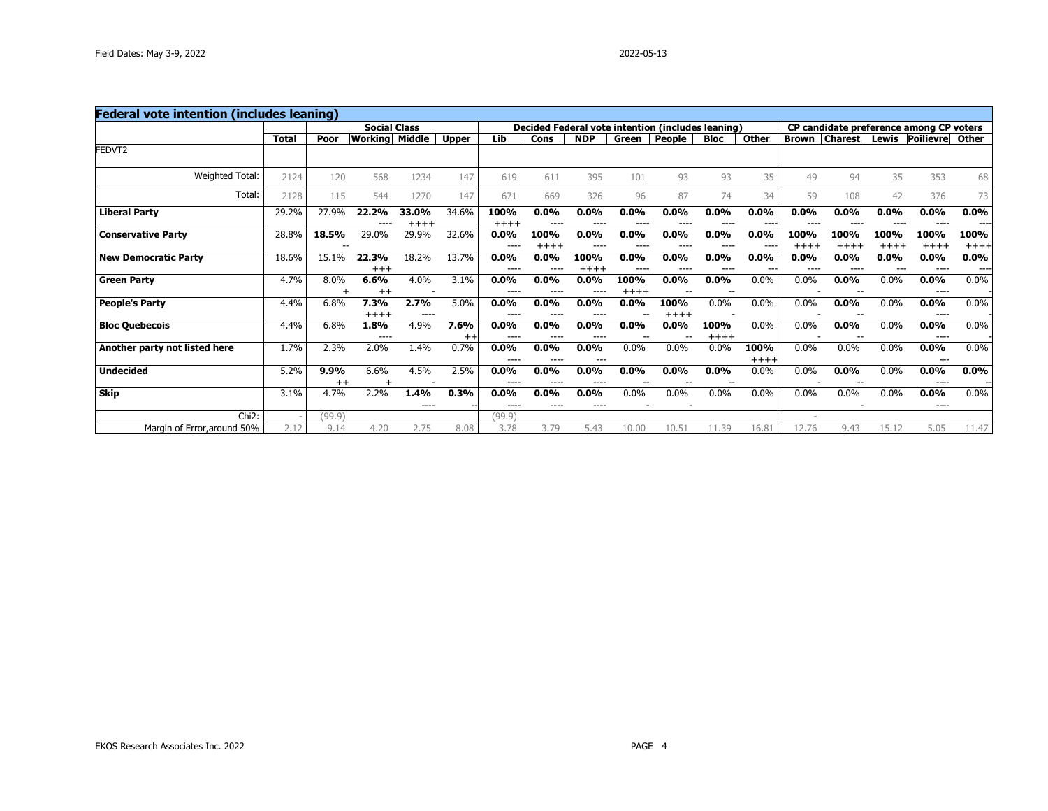Field Dates: May 3-9, 2022 &nbsp;&nbsp;&nbsp;&nbsp; 2022-05-13

## Federal vote intention (includes leaning)

| | Total | Social Class | | | | Decided Federal vote intention (includes leaning) | | | | | | | CP candidate preference among CP voters | | | | |
|---|---|---|---|---|---|---|---|---|---|---|---|---|---|---|---|---|---|
| | | **Poor** | **Working** | **Middle** | **Upper** | **Lib** | **Cons** | **NDP** | **Green** | **People** | **Bloc** | **Other** | **Brown** | **Charest** | **Lewis** | **Poilievre** | **Other** |
| FEDVT2 | | | | | | | | | | | | | | | | | |
| Weighted Total: | 2124 | 120 | 568 | 1234 | 147 | 619 | 611 | 395 | 101 | 93 | 93 | 35 | 49 | 94 | 35 | 353 | 68 |
| Total: | 2128 | 115 | 544 | 1270 | 147 | 671 | 669 | 326 | 96 | 87 | 74 | 34 | 59 | 108 | 42 | 376 | 73 |
| **Liberal Party** | 29.2% | 27.9% | **22.2%** ---- | **33.0%** ++++ | 34.6% | **100%** ++++ | **0.0%** ---- | **0.0%** ---- | **0.0%** ---- | **0.0%** ---- | **0.0%** ---- | **0.0%** --- | **0.0%** ---- | **0.0%** ---- | **0.0%** ---- | **0.0%** ---- | **0.0%** --- |
| **Conservative Party** | 28.8% | **18.5%** -- | 29.0% | 29.9% | 32.6% | **0.0%** ---- | **100%** ++++ | **0.0%** ---- | **0.0%** ---- | **0.0%** ---- | **0.0%** ---- | **0.0%** --- | **100%** ++++ | **100%** ++++ | **100%** ++++ | **100%** ++++ | **100%** ++++ |
| **New Democratic Party** | 18.6% | 15.1% | **22.3%** +++ | 18.2% | 13.7% | **0.0%** ---- | **0.0%** ---- | **100%** ++++ | **0.0%** ---- | **0.0%** ---- | **0.0%** ---- | **0.0%** -- | **0.0%** ---- | **0.0%** ---- | **0.0%** --- | **0.0%** ---- | **0.0%** --- |
| **Green Party** | 4.7% | 8.0% + | **6.6%** ++ | 4.0% - | 3.1% | **0.0%** ---- | **0.0%** ---- | **0.0%** ---- | **100%** ++++ | **0.0%** -- | **0.0%** -- | 0.0% | 0.0% - | **0.0%** -- | 0.0% | **0.0%** ---- | 0.0% - |
| **People's Party** | 4.4% | 6.8% | **7.3%** ++++ | **2.7%** ---- | 5.0% | **0.0%** ---- | **0.0%** ---- | **0.0%** ---- | **0.0%** -- | **100%** ++++ | 0.0% - | 0.0% | 0.0% - | **0.0%** -- | 0.0% | **0.0%** ---- | 0.0% - |
| **Bloc Quebecois** | 4.4% | 6.8% | **1.8%** ---- | 4.9% | **7.6%** ++ | **0.0%** ---- | **0.0%** ---- | **0.0%** ---- | **0.0%** -- | **0.0%** -- | **100%** ++++ | 0.0% | 0.0% - | **0.0%** -- | 0.0% | **0.0%** ---- | 0.0% - |
| **Another party not listed here** | 1.7% | 2.3% | 2.0% | 1.4% | 0.7% | **0.0%** ---- | **0.0%** ---- | **0.0%** --- | 0.0% | 0.0% | 0.0% | **100%** ++++ | 0.0% | 0.0% | 0.0% | **0.0%** --- | 0.0% |
| **Undecided** | 5.2% | **9.9%** ++ | 6.6% + | 4.5% - | 2.5% | **0.0%** ---- | **0.0%** ---- | **0.0%** ---- | **0.0%** -- | **0.0%** -- | **0.0%** -- | 0.0% | 0.0% - | **0.0%** -- | 0.0% | **0.0%** ---- | **0.0%** -- |
| **Skip** | 3.1% | 4.7% | 2.2% | **1.4%** ---- | **0.3%** -- | **0.0%** ---- | **0.0%** ---- | **0.0%** ---- | 0.0% - | 0.0% - | 0.0% | 0.0% | 0.0% | 0.0% - | 0.0% | **0.0%** ---- | 0.0% |
| Chi2: | - | (99.9) | | | | (99.9) | | | | | | | - | | | | |
| Margin of Error,around 50% | 2.12 | 9.14 | 4.20 | 2.75 | 8.08 | 3.78 | 3.79 | 5.43 | 10.00 | 10.51 | 11.39 | 16.81 | 12.76 | 9.43 | 15.12 | 5.05 | 11.47 |

EKOS Research Associates Inc. 2022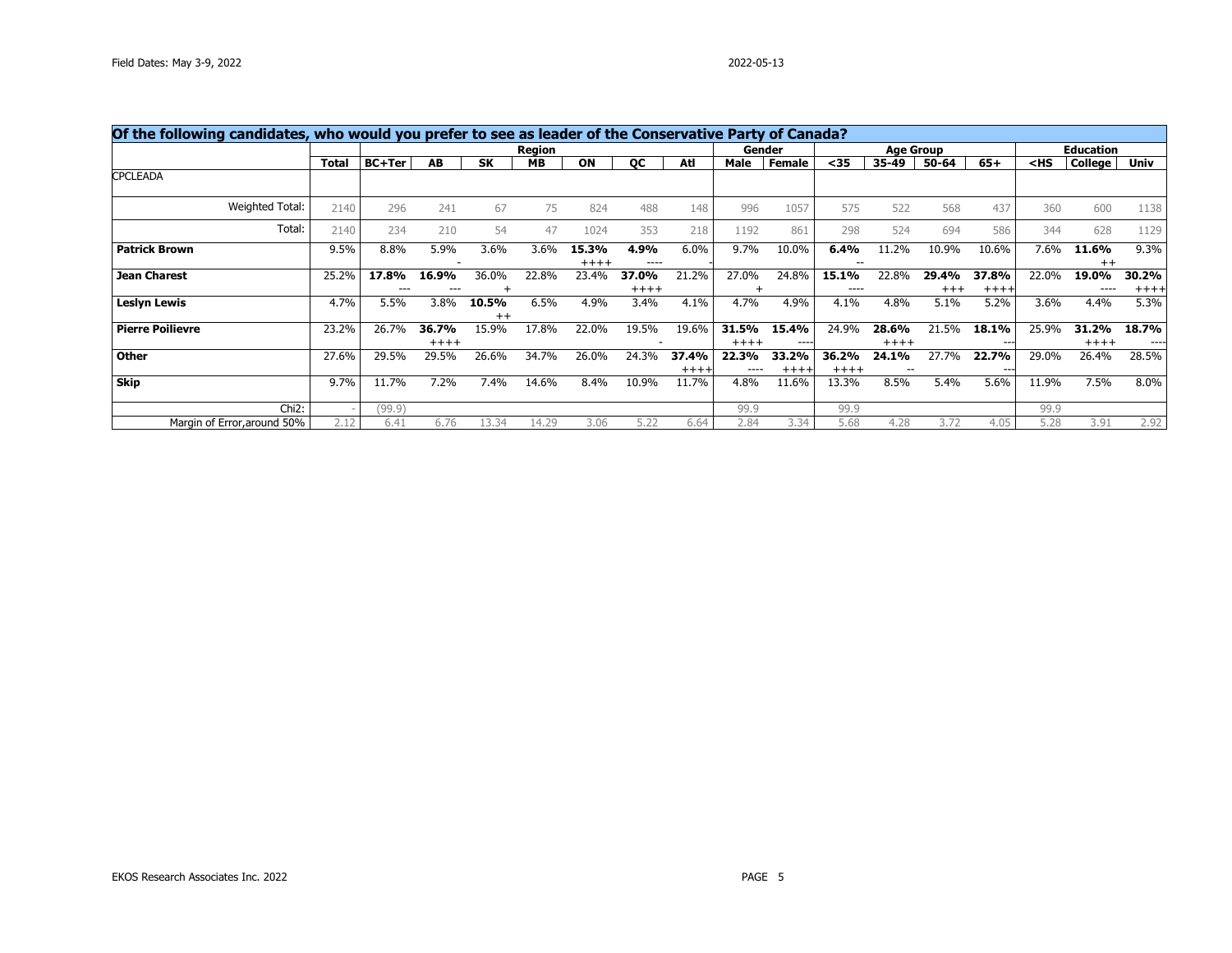Field Dates: May 3-9, 2022 | 2022-05-13

## Of the following candidates, who would you prefer to see as leader of the Conservative Party of Canada?

| | | Region | | | | | | | Gender | | Age Group | | | | Education | | |
|---|---|---|---|---|---|---|---|---|---|---|---|---|---|---|---|---|---|
| | Total | BC+Ter | AB | SK | MB | ON | QC | Atl | Male | Female | <35 | 35-49 | 50-64 | 65+ | <HS | College | Univ |
| CPCLEADA | | | | | | | | | | | | | | | | | |
| Weighted Total: | 2140 | 296 | 241 | 67 | 75 | 824 | 488 | 148 | 996 | 1057 | 575 | 522 | 568 | 437 | 360 | 600 | 1138 |
| Total: | 2140 | 234 | 210 | 54 | 47 | 1024 | 353 | 218 | 1192 | 861 | 298 | 524 | 694 | 586 | 344 | 628 | 1129 |
| **Patrick Brown** | 9.5% | 8.8% | 5.9% - | 3.6% | 3.6% | **15.3%** ++++ | **4.9%** ---- | 6.0% - | 9.7% | 10.0% | **6.4%** -- | 11.2% | 10.9% | 10.6% | 7.6% | **11.6%** ++ | 9.3% |
| **Jean Charest** | 25.2% | **17.8%** --- | **16.9%** --- | 36.0% + | 22.8% | 23.4% | **37.0%** ++++ | 21.2% | 27.0% + | 24.8% | **15.1%** ---- | 22.8% | **29.4%** +++ | **37.8%** ++++ | 22.0% | **19.0%** ---- | **30.2%** ++++ |
| **Leslyn Lewis** | 4.7% | 5.5% | 3.8% | **10.5%** ++ | 6.5% | 4.9% | 3.4% | 4.1% | 4.7% | 4.9% | 4.1% | 4.8% | 5.1% | 5.2% | 3.6% | 4.4% | 5.3% |
| **Pierre Poilievre** | 23.2% | 26.7% | **36.7%** ++++ | 15.9% | 17.8% | 22.0% | 19.5% - | 19.6% | **31.5%** ++++ | **15.4%** ---- | 24.9% | **28.6%** ++++ | 21.5% | **18.1%** --- | 25.9% | **31.2%** ++++ | **18.7%** ---- |
| **Other** | 27.6% | 29.5% | 29.5% | 26.6% | 34.7% | 26.0% | 24.3% | **37.4%** ++++ | **22.3%** ---- | **33.2%** ++++ | **36.2%** ++++ | **24.1%** -- | 27.7% | **22.7%** --- | 29.0% | 26.4% | 28.5% |
| **Skip** | 9.7% | 11.7% | 7.2% | 7.4% | 14.6% | 8.4% | 10.9% | 11.7% | 4.8% | 11.6% | 13.3% | 8.5% | 5.4% | 5.6% | 11.9% | 7.5% | 8.0% |
| Chi2: | - | (99.9) | | | | | | | 99.9 | | 99.9 | | | | 99.9 | | |
| Margin of Error,around 50% | 2.12 | 6.41 | 6.76 | 13.34 | 14.29 | 3.06 | 5.22 | 6.64 | 2.84 | 3.34 | 5.68 | 4.28 | 3.72 | 4.05 | 5.28 | 3.91 | 2.92 |

EKOS Research Associates Inc. 2022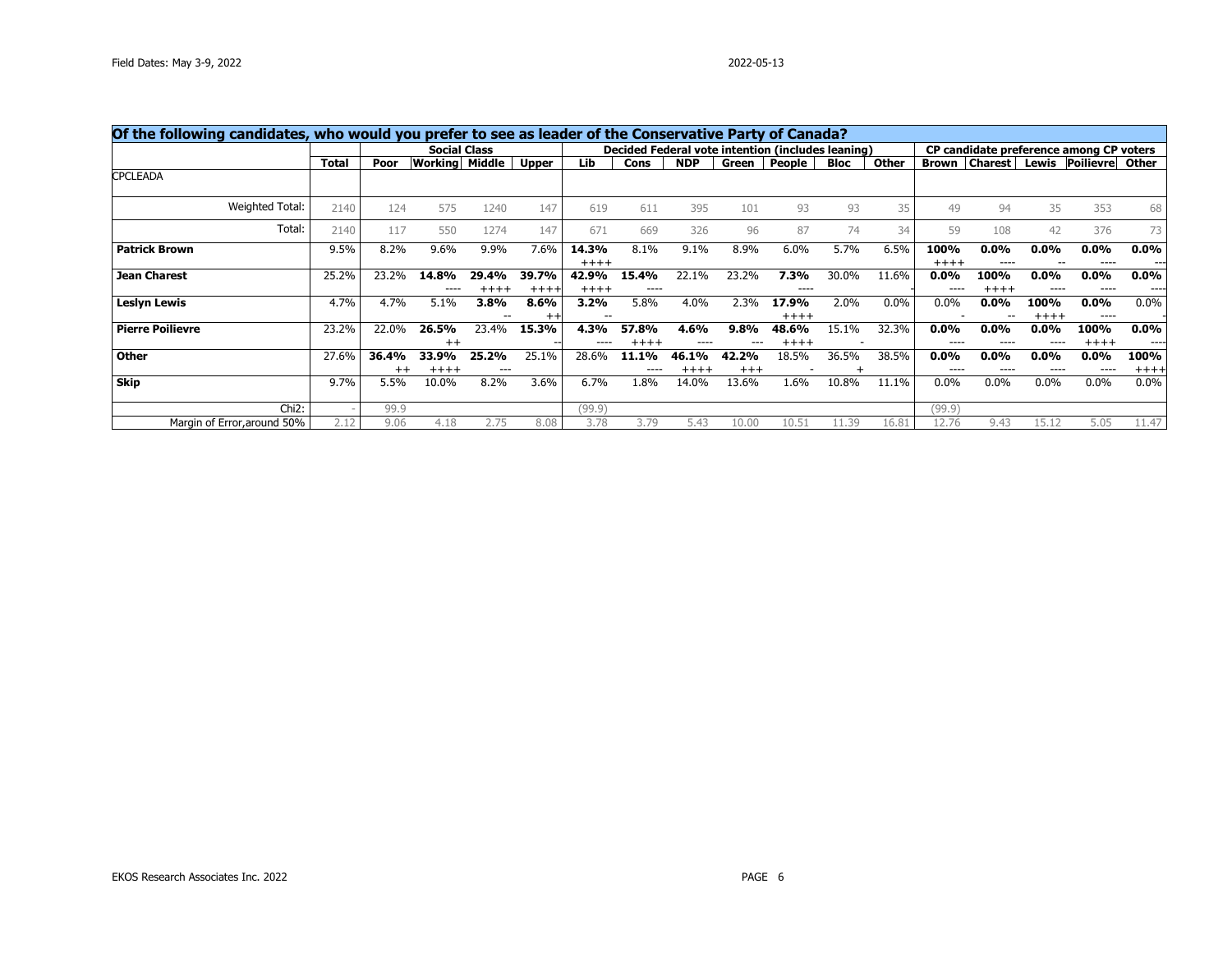| Of the following candidates, who would you prefer to see as leader of the Conservative Party of Canada? | | Social Class | | | | Decided Federal vote intention (includes leaning) | | | | | | | CP candidate preference among CP voters | | | | |
|---|---|---|---|---|---|---|---|---|---|---|---|---|---|---|---|---|---|
| | Total | Poor | Working | Middle | Upper | Lib | Cons | NDP | Green | People | Bloc | Other | Brown | Charest | Lewis | Poilievre | Other |
| CPCLEADA | | | | | | | | | | | | | | | | | |
| Weighted Total: | 2140 | 124 | 575 | 1240 | 147 | 619 | 611 | 395 | 101 | 93 | 93 | 35 | 49 | 94 | 35 | 353 | 68 |
| Total: | 2140 | 117 | 550 | 1274 | 147 | 671 | 669 | 326 | 96 | 87 | 74 | 34 | 59 | 108 | 42 | 376 | 73 |
| **Patrick Brown** | 9.5% | 8.2% | 9.6% | 9.9% | 7.6% | **14.3%** ++++ | 8.1% | 9.1% | 8.9% | 6.0% | 5.7% | 6.5% | **100%** ++++ | **0.0%** ---- | **0.0%** -- | **0.0%** ---- | **0.0%** -- |
| **Jean Charest** | 25.2% | 23.2% | **14.8%** ---- | **29.4%** ++++ | **39.7%** ++++ | **42.9%** ++++ | **15.4%** ---- | 22.1% | 23.2% | **7.3%** ---- | 30.0% | 11.6% - | **0.0%** ---- | **100%** ++++ | **0.0%** ---- | **0.0%** ---- | **0.0%** ---- |
| **Leslyn Lewis** | 4.7% | 4.7% | 5.1% | **3.8%** -- | **8.6%** ++ | **3.2%** -- | 5.8% | 4.0% | 2.3% | **17.9%** ++++ | 2.0% | 0.0% | 0.0% - | **0.0%** -- | **100%** ++++ | **0.0%** ---- | 0.0% - |
| **Pierre Poilievre** | 23.2% | 22.0% | **26.5%** ++ | 23.4% | **15.3%** -- | **4.3%** ---- | **57.8%** ++++ | **4.6%** ---- | **9.8%** --- | **48.6%** ++++ | 15.1% - | 32.3% | **0.0%** ---- | **0.0%** ---- | **0.0%** ---- | **100%** ++++ | **0.0%** ---- |
| **Other** | 27.6% | **36.4%** ++ | **33.9%** ++++ | **25.2%** --- | 25.1% | 28.6% | **11.1%** ---- | **46.1%** ++++ | **42.2%** +++ | 18.5% - | 36.5% + | 38.5% | **0.0%** ---- | **0.0%** ---- | **0.0%** ---- | **0.0%** ---- | **100%** ++++ |
| **Skip** | 9.7% | 5.5% | 10.0% | 8.2% | 3.6% | 6.7% | 1.8% | 14.0% | 13.6% | 1.6% | 10.8% | 11.1% | 0.0% | 0.0% | 0.0% | 0.0% | 0.0% |
| Chi2: | - | 99.9 | | | | (99.9) | | | | | | | (99.9) | | | | |
| Margin of Error,around 50% | 2.12 | 9.06 | 4.18 | 2.75 | 8.08 | 3.78 | 3.79 | 5.43 | 10.00 | 10.51 | 11.39 | 16.81 | 12.76 | 9.43 | 15.12 | 5.05 | 11.47 |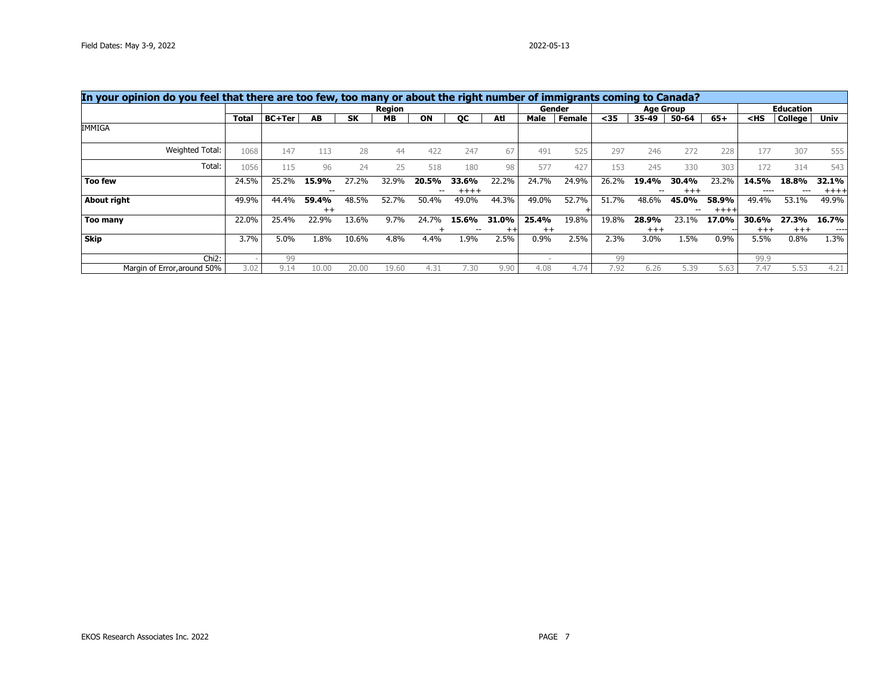Field Dates: May 3-9, 2022

2022-05-13

## In your opinion do you feel that there are too few, too many or about the right number of immigrants coming to Canada?

| | Total | Region | | | | | | | Gender | | Age Group | | | | Education | | |
|---|---|---|---|---|---|---|---|---|---|---|---|---|---|---|---|---|---|
| | | BC+Ter | AB | SK | MB | ON | QC | Atl | Male | Female | <35 | 35-49 | 50-64 | 65+ | <HS | College | Univ |
| IMMIGA | | | | | | | | | | | | | | | | | |
| Weighted Total: | 1068 | 147 | 113 | 28 | 44 | 422 | 247 | 67 | 491 | 525 | 297 | 246 | 272 | 228 | 177 | 307 | 555 |
| Total: | 1056 | 115 | 96 | 24 | 25 | 518 | 180 | 98 | 577 | 427 | 153 | 245 | 330 | 303 | 172 | 314 | 543 |
| **Too few** | 24.5% | 25.2% | **15.9%** -- | 27.2% | 32.9% | **20.5%** -- | **33.6%** ++++ | 22.2% | 24.7% | 24.9% | 26.2% | **19.4%** -- | **30.4%** +++ | 23.2% | **14.5%** ---- | **18.8%** --- | **32.1%** ++++ |
| **About right** | 49.9% | 44.4% | **59.4%** ++ | 48.5% | 52.7% | 50.4% | 49.0% | 44.3% | 49.0% | 52.7% + | 51.7% | 48.6% | **45.0%** -- | **58.9%** ++++ | 49.4% | 53.1% | 49.9% |
| **Too many** | 22.0% | 25.4% | 22.9% | 13.6% | 9.7% | 24.7% + | **15.6%** -- | **31.0%** ++ | **25.4%** ++ | 19.8% | 19.8% | **28.9%** +++ | 23.1% | **17.0%** -- | **30.6%** +++ | **27.3%** +++ | **16.7%** ---- |
| **Skip** | 3.7% | 5.0% | 1.8% | 10.6% | 4.8% | 4.4% | 1.9% | 2.5% | 0.9% | 2.5% | 2.3% | 3.0% | 1.5% | 0.9% | 5.5% | 0.8% | 1.3% |
| Chi2: | - | 99 | | | | | | | - | | 99 | | | | 99.9 | | |
| Margin of Error,around 50% | 3.02 | 9.14 | 10.00 | 20.00 | 19.60 | 4.31 | 7.30 | 9.90 | 4.08 | 4.74 | 7.92 | 6.26 | 5.39 | 5.63 | 7.47 | 5.53 | 4.21 |

EKOS Research Associates Inc. 2022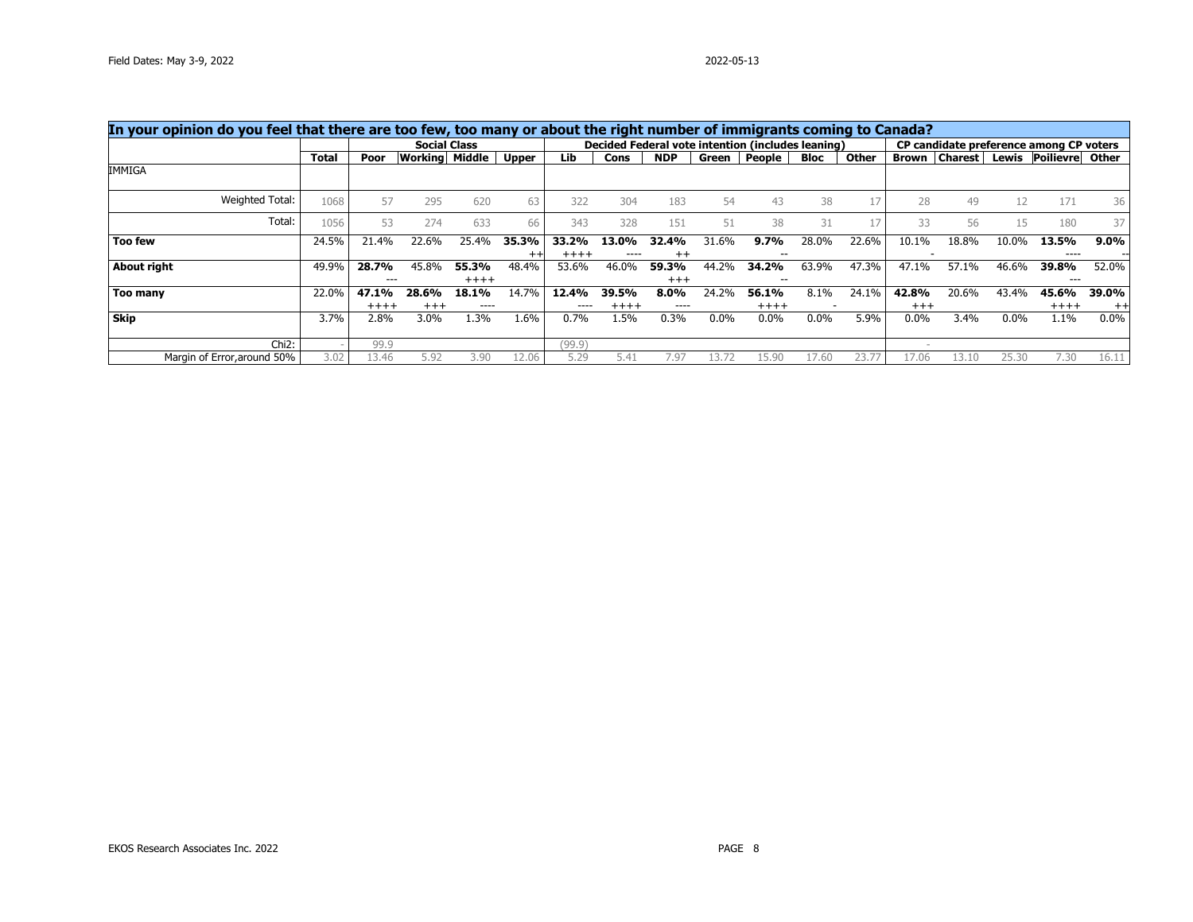## In your opinion do you feel that there are too few, too many or about the right number of immigrants coming to Canada?

| | | Social Class | | | | Decided Federal vote intention (includes leaning) | | | | | | | CP candidate preference among CP voters | | | | |
|---|---|---|---|---|---|---|---|---|---|---|---|---|---|---|---|---|---|
| | **Total** | **Poor** | **Working** | **Middle** | **Upper** | **Lib** | **Cons** | **NDP** | **Green** | **People** | **Bloc** | **Other** | **Brown** | **Charest** | **Lewis** | **Poilievre** | **Other** |
| IMMIGA | | | | | | | | | | | | | | | | | |
| Weighted Total: | 1068 | 57 | 295 | 620 | 63 | 322 | 304 | 183 | 54 | 43 | 38 | 17 | 28 | 49 | 12 | 171 | 36 |
| Total: | 1056 | 53 | 274 | 633 | 66 | 343 | 328 | 151 | 51 | 38 | 31 | 17 | 33 | 56 | 15 | 180 | 37 |
| **Too few** | 24.5% | 21.4% | 22.6% | 25.4% | **35.3%** ++ | **33.2%** ++++ | **13.0%** ---- | **32.4%** ++ | 31.6% | **9.7%** -- | 28.0% | 22.6% | 10.1% - | 18.8% | 10.0% | **13.5%** ---- | **9.0%** -- |
| **About right** | 49.9% | **28.7%** --- | 45.8% | **55.3%** ++++ | 48.4% | 53.6% | 46.0% | **59.3%** +++ | 44.2% | **34.2%** -- | 63.9% | 47.3% | 47.1% | 57.1% | 46.6% | **39.8%** --- | 52.0% |
| **Too many** | 22.0% | **47.1%** ++++ | **28.6%** +++ | **18.1%** ---- | 14.7% | **12.4%** ---- | **39.5%** ++++ | **8.0%** ---- | 24.2% | **56.1%** ++++ | 8.1% - | 24.1% | **42.8%** +++ | 20.6% | 43.4% | **45.6%** ++++ | **39.0%** ++ |
| **Skip** | 3.7% | 2.8% | 3.0% | 1.3% | 1.6% | 0.7% | 1.5% | 0.3% | 0.0% | 0.0% | 0.0% | 5.9% | 0.0% | 3.4% | 0.0% | 1.1% | 0.0% |
| Chi2: | - | 99.9 | | | | (99.9) | | | | | | | - | | | | |
| Margin of Error,around 50% | 3.02 | 13.46 | 5.92 | 3.90 | 12.06 | 5.29 | 5.41 | 7.97 | 13.72 | 15.90 | 17.60 | 23.77 | 17.06 | 13.10 | 25.30 | 7.30 | 16.11 |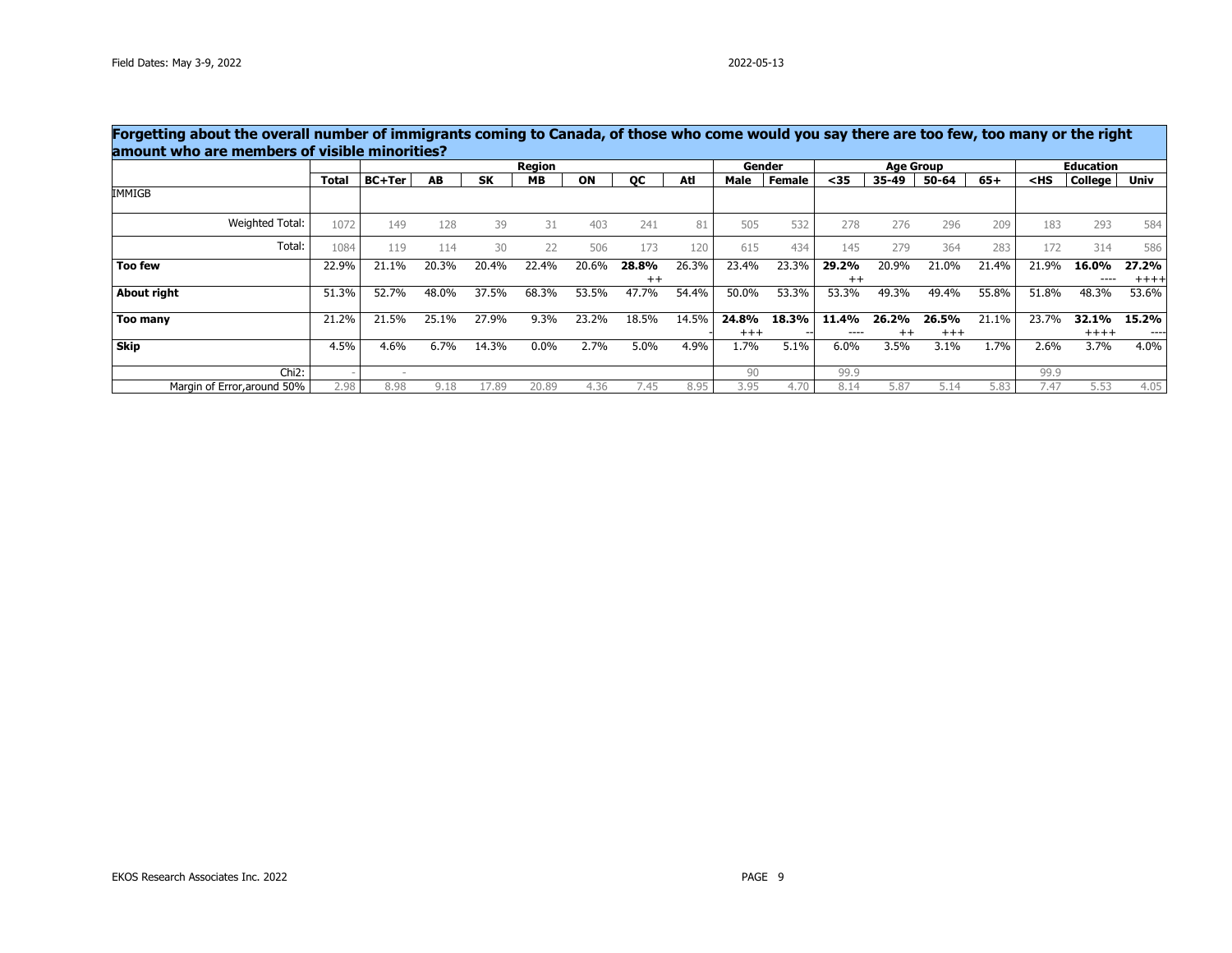Field Dates: May 3-9, 2022

2022-05-13

## Forgetting about the overall number of immigrants coming to Canada, of those who come would you say there are too few, too many or the right amount who are members of visible minorities?

| | | Region | | | | | | | Gender | | Age Group | | | | Education | | |
|---|---|---|---|---|---|---|---|---|---|---|---|---|---|---|---|---|---|
| | Total | BC+Ter | AB | SK | MB | ON | QC | Atl | Male | Female | <35 | 35-49 | 50-64 | 65+ | <HS | College | Univ |
| IMMIGB | | | | | | | | | | | | | | | | | |
| Weighted Total: | 1072 | 149 | 128 | 39 | 31 | 403 | 241 | 81 | 505 | 532 | 278 | 276 | 296 | 209 | 183 | 293 | 584 |
| Total: | 1084 | 119 | 114 | 30 | 22 | 506 | 173 | 120 | 615 | 434 | 145 | 279 | 364 | 283 | 172 | 314 | 586 |
| **Too few** | 22.9% | 21.1% | 20.3% | 20.4% | 22.4% | 20.6% | **28.8%** ++ | 26.3% | 23.4% | 23.3% | **29.2%** ++ | 20.9% | 21.0% | 21.4% | 21.9% | **16.0%** ---- | **27.2%** ++++ |
| **About right** | 51.3% | 52.7% | 48.0% | 37.5% | 68.3% | 53.5% | 47.7% | 54.4% | 50.0% | 53.3% | 53.3% | 49.3% | 49.4% | 55.8% | 51.8% | 48.3% | 53.6% |
| **Too many** | 21.2% | 21.5% | 25.1% | 27.9% | 9.3% | 23.2% | 18.5% | 14.5% - | **24.8%** +++ | **18.3%** -- | **11.4%** ---- | **26.2%** ++ | **26.5%** +++ | 21.1% | 23.7% | **32.1%** ++++ | **15.2%** ---- |
| **Skip** | 4.5% | 4.6% | 6.7% | 14.3% | 0.0% | 2.7% | 5.0% | 4.9% | 1.7% | 5.1% | 6.0% | 3.5% | 3.1% | 1.7% | 2.6% | 3.7% | 4.0% |
| Chi2: | - | - | | | | | | | 90 | | 99.9 | | | | 99.9 | | |
| Margin of Error,around 50% | 2.98 | 8.98 | 9.18 | 17.89 | 20.89 | 4.36 | 7.45 | 8.95 | 3.95 | 4.70 | 8.14 | 5.87 | 5.14 | 5.83 | 7.47 | 5.53 | 4.05 |

EKOS Research Associates Inc. 2022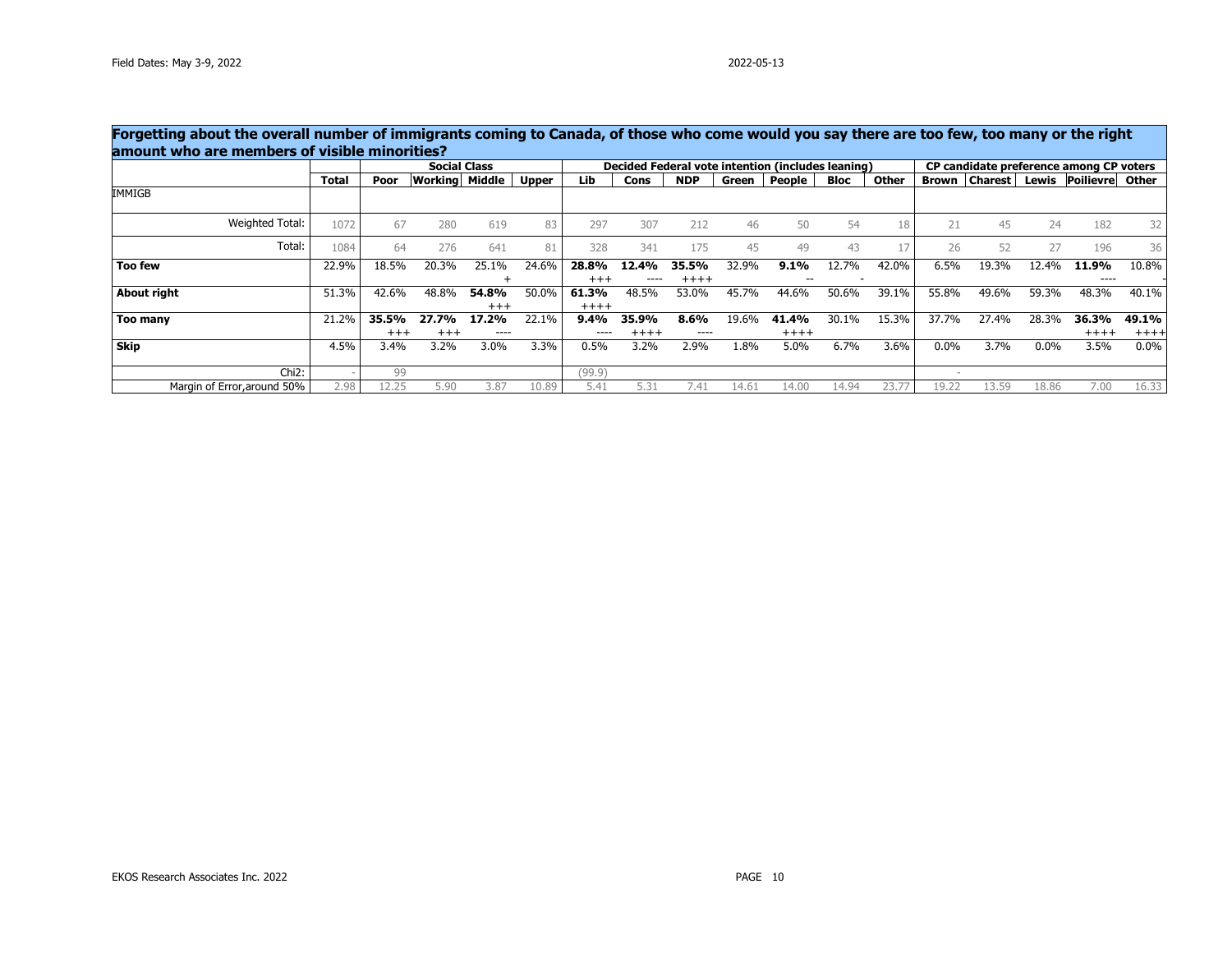Field Dates: May 3-9, 2022

2022-05-13

## Forgetting about the overall number of immigrants coming to Canada, of those who come would you say there are too few, too many or the right amount who are members of visible minorities?

| | | Social Class | | | | Decided Federal vote intention (includes leaning) | | | | | | | CP candidate preference among CP voters | | | | |
|---|---|---|---|---|---|---|---|---|---|---|---|---|---|---|---|---|---|
| | **Total** | **Poor** | **Working** | **Middle** | **Upper** | **Lib** | **Cons** | **NDP** | **Green** | **People** | **Bloc** | **Other** | **Brown** | **Charest** | **Lewis** | **Poilievre** | **Other** |
| IMMIGB | | | | | | | | | | | | | | | | | |
| Weighted Total: | 1072 | 67 | 280 | 619 | 83 | 297 | 307 | 212 | 46 | 50 | 54 | 18 | 21 | 45 | 24 | 182 | 32 |
| Total: | 1084 | 64 | 276 | 641 | 81 | 328 | 341 | 175 | 45 | 49 | 43 | 17 | 26 | 52 | 27 | 196 | 36 |
| **Too few** | 22.9% | 18.5% | 20.3% | 25.1% + | 24.6% | **28.8%** +++ | **12.4%** ---- | **35.5%** ++++ | 32.9% | **9.1%** -- | 12.7% - | 42.0% | 6.5% | 19.3% | 12.4% | **11.9%** ---- | 10.8% - |
| **About right** | 51.3% | 42.6% | 48.8% | **54.8%** +++ | 50.0% | **61.3%** ++++ | 48.5% | 53.0% | 45.7% | 44.6% | 50.6% | 39.1% | 55.8% | 49.6% | 59.3% | 48.3% | 40.1% |
| **Too many** | 21.2% | **35.5%** +++ | **27.7%** +++ | **17.2%** ---- | 22.1% | **9.4%** ---- | **35.9%** ++++ | **8.6%** ---- | 19.6% | **41.4%** ++++ | 30.1% | 15.3% | 37.7% | 27.4% | 28.3% | **36.3%** ++++ | **49.1%** ++++ |
| **Skip** | 4.5% | 3.4% | 3.2% | 3.0% | 3.3% | 0.5% | 3.2% | 2.9% | 1.8% | 5.0% | 6.7% | 3.6% | 0.0% | 3.7% | 0.0% | 3.5% | 0.0% |
| Chi2: | - | 99 | | | | (99.9) | | | | | | | - | | | | |
| Margin of Error,around 50% | 2.98 | 12.25 | 5.90 | 3.87 | 10.89 | 5.41 | 5.31 | 7.41 | 14.61 | 14.00 | 14.94 | 23.77 | 19.22 | 13.59 | 18.86 | 7.00 | 16.33 |

EKOS Research Associates Inc. 2022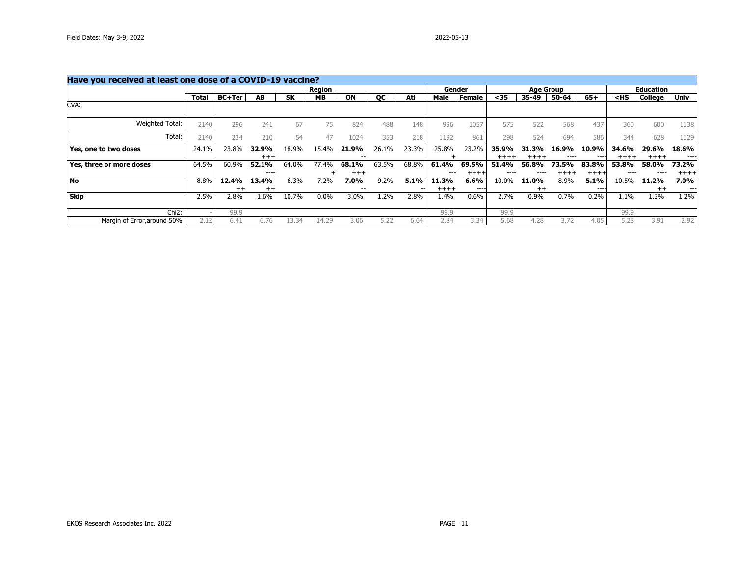Field Dates: May 3-9, 2022

2022-05-13

| Have you received at least one dose of a COVID-19 vaccine? | | Region | | | | | | | Gender | | Age Group | | | | Education | | |
|---|---|---|---|---|---|---|---|---|---|---|---|---|---|---|---|---|---|
| | Total | BC+Ter | AB | SK | MB | ON | QC | Atl | Male | Female | <35 | 35-49 | 50-64 | 65+ | <HS | College | Univ |
| CVAC | | | | | | | | | | | | | | | | | |
| Weighted Total: | 2140 | 296 | 241 | 67 | 75 | 824 | 488 | 148 | 996 | 1057 | 575 | 522 | 568 | 437 | 360 | 600 | 1138 |
| Total: | 2140 | 234 | 210 | 54 | 47 | 1024 | 353 | 218 | 1192 | 861 | 298 | 524 | 694 | 586 | 344 | 628 | 1129 |
| **Yes, one to two doses** | 24.1% | 23.8% | **32.9%** +++ | 18.9% | 15.4% | **21.9%** -- | 26.1% | 23.3% | 25.8% + | 23.2% | **35.9%** ++++ | **31.3%** ++++ | **16.9%** ---- | **10.9%** ---- | **34.6%** ++++ | **29.6%** ++++ | **18.6%** ---- |
| **Yes, three or more doses** | 64.5% | 60.9% | **52.1%** ---- | 64.0% | 77.4% + | **68.1%** +++ | 63.5% | 68.8% | **61.4%** --- | **69.5%** ++++ | **51.4%** ---- | **56.8%** ---- | **73.5%** ++++ | **83.8%** ++++ | **53.8%** ---- | **58.0%** ---- | **73.2%** ++++ |
| **No** | 8.8% | **12.4%** ++ | **13.4%** ++ | 6.3% | 7.2% | **7.0%** -- | 9.2% | **5.1%** -- | **11.3%** ++++ | **6.6%** ---- | 10.0% | **11.0%** ++ | 8.9% | **5.1%** ---- | 10.5% | **11.2%** ++ | **7.0%** --- |
| **Skip** | 2.5% | 2.8% | 1.6% | 10.7% | 0.0% | 3.0% | 1.2% | 2.8% | 1.4% | 0.6% | 2.7% | 0.9% | 0.7% | 0.2% | 1.1% | 1.3% | 1.2% |
| Chi2: | - | 99.9 | | | | | | | 99.9 | | 99.9 | | | | 99.9 | | |
| Margin of Error,around 50% | 2.12 | 6.41 | 6.76 | 13.34 | 14.29 | 3.06 | 5.22 | 6.64 | 2.84 | 3.34 | 5.68 | 4.28 | 3.72 | 4.05 | 5.28 | 3.91 | 2.92 |

EKOS Research Associates Inc. 2022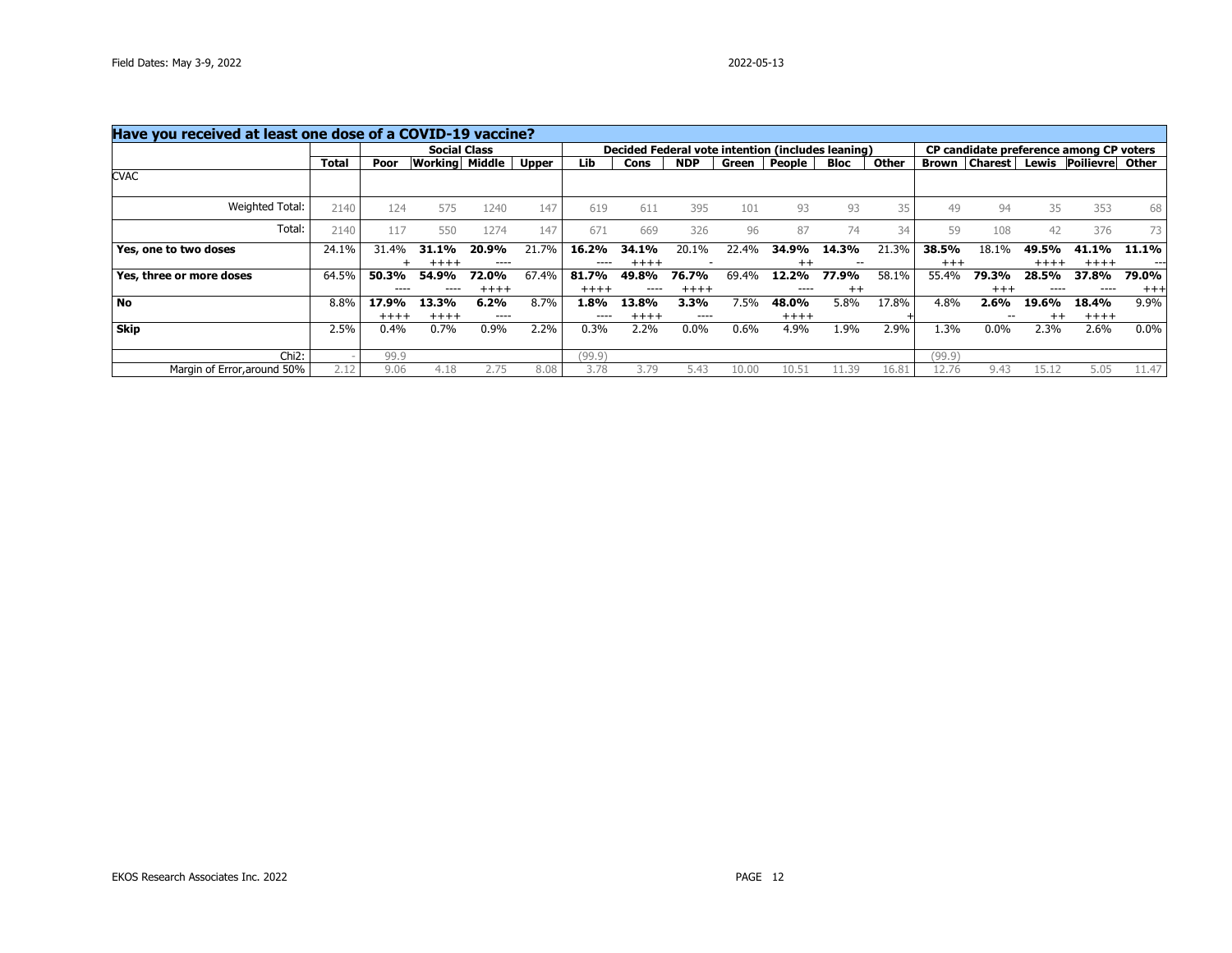Field Dates: May 3-9, 2022

2022-05-13

| Have you received at least one dose of a COVID-19 vaccine? | | Social Class | | | | Decided Federal vote intention (includes leaning) | | | | | | | CP candidate preference among CP voters | | | | |
|---|---|---|---|---|---|---|---|---|---|---|---|---|---|---|---|---|---|
| | **Total** | **Poor** | **Working** | **Middle** | **Upper** | **Lib** | **Cons** | **NDP** | **Green** | **People** | **Bloc** | **Other** | **Brown** | **Charest** | **Lewis** | **Poilievre** | **Other** |
| CVAC | | | | | | | | | | | | | | | | | |
| Weighted Total: | 2140 | 124 | 575 | 1240 | 147 | 619 | 611 | 395 | 101 | 93 | 93 | 35 | 49 | 94 | 35 | 353 | 68 |
| Total: | 2140 | 117 | 550 | 1274 | 147 | 671 | 669 | 326 | 96 | 87 | 74 | 34 | 59 | 108 | 42 | 376 | 73 |
| **Yes, one to two doses** | 24.1% | 31.4% + | **31.1%** ++++ | **20.9%** ---- | 21.7% | **16.2%** ---- | **34.1%** ++++ | 20.1% - | 22.4% | **34.9%** ++ | **14.3%** -- | 21.3% | **38.5%** +++ | 18.1% | **49.5%** ++++ | **41.1%** ++++ | **11.1%** --- |
| **Yes, three or more doses** | 64.5% | **50.3%** ---- | **54.9%** ---- | **72.0%** ++++ | 67.4% | **81.7%** ++++ | **49.8%** ---- | **76.7%** ++++ | 69.4% | **12.2%** ---- | **77.9%** ++ | 58.1% | 55.4% | **79.3%** +++ | **28.5%** ---- | **37.8%** ---- | **79.0%** +++ |
| **No** | 8.8% | **17.9%** ++++ | **13.3%** ++++ | **6.2%** ---- | 8.7% | **1.8%** ---- | **13.8%** ++++ | **3.3%** ---- | 7.5% | **48.0%** ++++ | 5.8% | 17.8% + | 4.8% | **2.6%** -- | **19.6%** ++ | **18.4%** ++++ | 9.9% |
| **Skip** | 2.5% | 0.4% | 0.7% | 0.9% | 2.2% | 0.3% | 2.2% | 0.0% | 0.6% | 4.9% | 1.9% | 2.9% | 1.3% | 0.0% | 2.3% | 2.6% | 0.0% |
| Chi2: | - | 99.9 | | | | (99.9) | | | | | | | (99.9) | | | | |
| Margin of Error,around 50% | 2.12 | 9.06 | 4.18 | 2.75 | 8.08 | 3.78 | 3.79 | 5.43 | 10.00 | 10.51 | 11.39 | 16.81 | 12.76 | 9.43 | 15.12 | 5.05 | 11.47 |

EKOS Research Associates Inc. 2022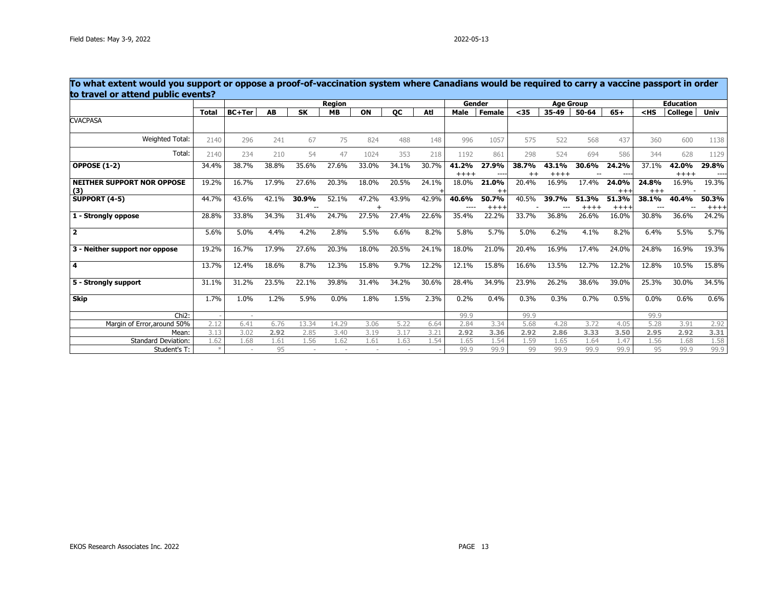Field Dates: May 3-9, 2022

2022-05-13

## To what extent would you support or oppose a proof-of-vaccination system where Canadians would be required to carry a vaccine passport in order to travel or attend public events?

| | | Region | | | | | | | Gender | | Age Group | | | | Education | | |
|---|---|---|---|---|---|---|---|---|---|---|---|---|---|---|---|---|---|
| | Total | BC+Ter | AB | SK | MB | ON | QC | Atl | Male | Female | <35 | 35-49 | 50-64 | 65+ | <HS | College | Univ |
| CVACPASA | | | | | | | | | | | | | | | | | |
| Weighted Total: | 2140 | 296 | 241 | 67 | 75 | 824 | 488 | 148 | 996 | 1057 | 575 | 522 | 568 | 437 | 360 | 600 | 1138 |
| Total: | 2140 | 234 | 210 | 54 | 47 | 1024 | 353 | 218 | 1192 | 861 | 298 | 524 | 694 | 586 | 344 | 628 | 1129 |
| **OPPOSE (1-2)** | 34.4% | 38.7% | 38.8% | 35.6% | 27.6% | 33.0% | 34.1% | 30.7% | **41.2%** ++++ | **27.9%** ---- | **38.7%** ++ | **43.1%** ++++ | **30.6%** -- | **24.2%** ---- | 37.1% | **42.0%** ++++ | **29.8%** ---- |
| **NEITHER SUPPORT NOR OPPOSE (3)** | 19.2% | 16.7% | 17.9% | 27.6% | 20.3% | 18.0% | 20.5% | 24.1% + | 18.0% | **21.0%** ++ | 20.4% | 16.9% | 17.4% | **24.0%** +++ | **24.8%** +++ | 16.9% - | 19.3% |
| **SUPPORT (4-5)** | 44.7% | 43.6% | 42.1% | **30.9%** -- | 52.1% | 47.2% + | 43.9% | 42.9% | **40.6%** ---- | **50.7%** ++++ | 40.5% - | **39.7%** --- | **51.3%** ++++ | **51.3%** ++++ | **38.1%** --- | **40.4%** -- | **50.3%** ++++ |
| **1 - Strongly oppose** | 28.8% | 33.8% | 34.3% | 31.4% | 24.7% | 27.5% | 27.4% | 22.6% | 35.4% | 22.2% | 33.7% | 36.8% | 26.6% | 16.0% | 30.8% | 36.6% | 24.2% |
| **2** | 5.6% | 5.0% | 4.4% | 4.2% | 2.8% | 5.5% | 6.6% | 8.2% | 5.8% | 5.7% | 5.0% | 6.2% | 4.1% | 8.2% | 6.4% | 5.5% | 5.7% |
| **3 - Neither support nor oppose** | 19.2% | 16.7% | 17.9% | 27.6% | 20.3% | 18.0% | 20.5% | 24.1% | 18.0% | 21.0% | 20.4% | 16.9% | 17.4% | 24.0% | 24.8% | 16.9% | 19.3% |
| **4** | 13.7% | 12.4% | 18.6% | 8.7% | 12.3% | 15.8% | 9.7% | 12.2% | 12.1% | 15.8% | 16.6% | 13.5% | 12.7% | 12.2% | 12.8% | 10.5% | 15.8% |
| **5 - Strongly support** | 31.1% | 31.2% | 23.5% | 22.1% | 39.8% | 31.4% | 34.2% | 30.6% | 28.4% | 34.9% | 23.9% | 26.2% | 38.6% | 39.0% | 25.3% | 30.0% | 34.5% |
| **Skip** | 1.7% | 1.0% | 1.2% | 5.9% | 0.0% | 1.8% | 1.5% | 2.3% | 0.2% | 0.4% | 0.3% | 0.3% | 0.7% | 0.5% | 0.0% | 0.6% | 0.6% |
| Chi2: | - | - | | | | | | | 99.9 | | 99.9 | | | | 99.9 | | |
| Margin of Error,around 50% | 2.12 | 6.41 | 6.76 | 13.34 | 14.29 | 3.06 | 5.22 | 6.64 | 2.84 | 3.34 | 5.68 | 4.28 | 3.72 | 4.05 | 5.28 | 3.91 | 2.92 |
| Mean: | 3.13 | 3.02 | **2.92** | 2.85 | 3.40 | 3.19 | 3.17 | 3.21 | **2.92** | **3.36** | **2.92** | **2.86** | **3.33** | **3.50** | **2.95** | **2.92** | **3.31** |
| Standard Deviation: | 1.62 | 1.68 | 1.61 | 1.56 | 1.62 | 1.61 | 1.63 | 1.54 | 1.65 | 1.54 | 1.59 | 1.65 | 1.64 | 1.47 | 1.56 | 1.68 | 1.58 |
| Student's T: | * | - | 95 | - | - | - | - | - | 99.9 | 99.9 | 99 | 99.9 | 99.9 | 99.9 | 95 | 99.9 | 99.9 |

EKOS Research Associates Inc. 2022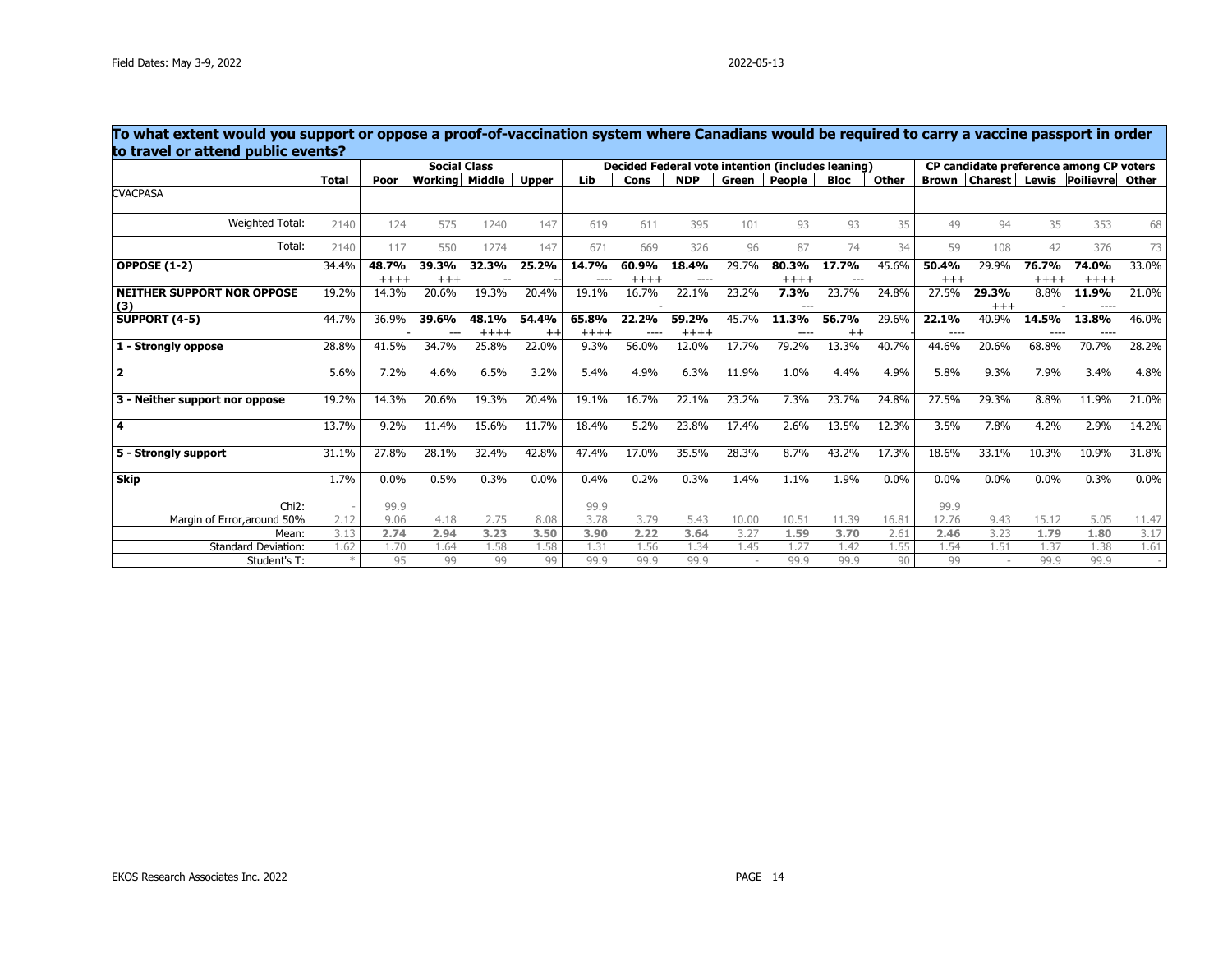To what extent would you support or oppose a proof-of-vaccination system where Canadians would be required to carry a vaccine passport in order to travel or attend public events?

| | Total | Social Class | | | | Decided Federal vote intention (includes leaning) | | | | | | | CP candidate preference among CP voters | | | | |
|---|---|---|---|---|---|---|---|---|---|---|---|---|---|---|---|---|---|
| | | Poor | Working | Middle | Upper | Lib | Cons | NDP | Green | People | Bloc | Other | Brown | Charest | Lewis | Poilievre | Other |
| CVACPASA | | | | | | | | | | | | | | | | | |
| Weighted Total: | 2140 | 124 | 575 | 1240 | 147 | 619 | 611 | 395 | 101 | 93 | 93 | 35 | 49 | 94 | 35 | 353 | 68 |
| Total: | 2140 | 117 | 550 | 1274 | 147 | 671 | 669 | 326 | 96 | 87 | 74 | 34 | 59 | 108 | 42 | 376 | 73 |
| **OPPOSE (1-2)** | 34.4% | **48.7%** ++++ | **39.3%** +++ | **32.3%** -- | **25.2%** -- | **14.7%** ---- | **60.9%** ++++ | **18.4%** ---- | 29.7% | **80.3%** ++++ | **17.7%** --- | 45.6% | **50.4%** +++ | 29.9% | **76.7%** ++++ | **74.0%** ++++ | 33.0% |
| **NEITHER SUPPORT NOR OPPOSE (3)** | 19.2% | 14.3% | 20.6% | 19.3% | 20.4% | 19.1% | 16.7% - | 22.1% | 23.2% | **7.3%** --- | 23.7% | 24.8% | 27.5% | **29.3%** +++ | 8.8% - | **11.9%** ---- | 21.0% |
| **SUPPORT (4-5)** | 44.7% | 36.9% - | **39.6%** --- | **48.1%** ++++ | **54.4%** ++ | **65.8%** ++++ | **22.2%** ---- | **59.2%** ++++ | 45.7% | **11.3%** ---- | **56.7%** ++ | 29.6% | **22.1%** ---- | 40.9% | **14.5%** ---- | **13.8%** ---- | 46.0% |
| **1 - Strongly oppose** | 28.8% | 41.5% | 34.7% | 25.8% | 22.0% | 9.3% | 56.0% | 12.0% | 17.7% | 79.2% | 13.3% | 40.7% | 44.6% | 20.6% | 68.8% | 70.7% | 28.2% |
| **2** | 5.6% | 7.2% | 4.6% | 6.5% | 3.2% | 5.4% | 4.9% | 6.3% | 11.9% | 1.0% | 4.4% | 4.9% | 5.8% | 9.3% | 7.9% | 3.4% | 4.8% |
| **3 - Neither support nor oppose** | 19.2% | 14.3% | 20.6% | 19.3% | 20.4% | 19.1% | 16.7% | 22.1% | 23.2% | 7.3% | 23.7% | 24.8% | 27.5% | 29.3% | 8.8% | 11.9% | 21.0% |
| **4** | 13.7% | 9.2% | 11.4% | 15.6% | 11.7% | 18.4% | 5.2% | 23.8% | 17.4% | 2.6% | 13.5% | 12.3% | 3.5% | 7.8% | 4.2% | 2.9% | 14.2% |
| **5 - Strongly support** | 31.1% | 27.8% | 28.1% | 32.4% | 42.8% | 47.4% | 17.0% | 35.5% | 28.3% | 8.7% | 43.2% | 17.3% | 18.6% | 33.1% | 10.3% | 10.9% | 31.8% |
| **Skip** | 1.7% | 0.0% | 0.5% | 0.3% | 0.0% | 0.4% | 0.2% | 0.3% | 1.4% | 1.1% | 1.9% | 0.0% | 0.0% | 0.0% | 0.0% | 0.3% | 0.0% |
| Chi2: | - | 99.9 | | | | 99.9 | | | | | | | 99.9 | | | | |
| Margin of Error,around 50% | 2.12 | 9.06 | 4.18 | 2.75 | 8.08 | 3.78 | 3.79 | 5.43 | 10.00 | 10.51 | 11.39 | 16.81 | 12.76 | 9.43 | 15.12 | 5.05 | 11.47 |
| Mean: | 3.13 | **2.74** | **2.94** | **3.23** | **3.50** | **3.90** | **2.22** | **3.64** | 3.27 | **1.59** | **3.70** | 2.61 | **2.46** | 3.23 | **1.79** | **1.80** | 3.17 |
| Standard Deviation: | 1.62 | 1.70 | 1.64 | 1.58 | 1.58 | 1.31 | 1.56 | 1.34 | 1.45 | 1.27 | 1.42 | 1.55 | 1.54 | 1.51 | 1.37 | 1.38 | 1.61 |
| Student's T: | * | 95 | 99 | 99 | 99 | 99.9 | 99.9 | 99.9 | - | 99.9 | 99.9 | 90 | 99 | - | 99.9 | 99.9 | - |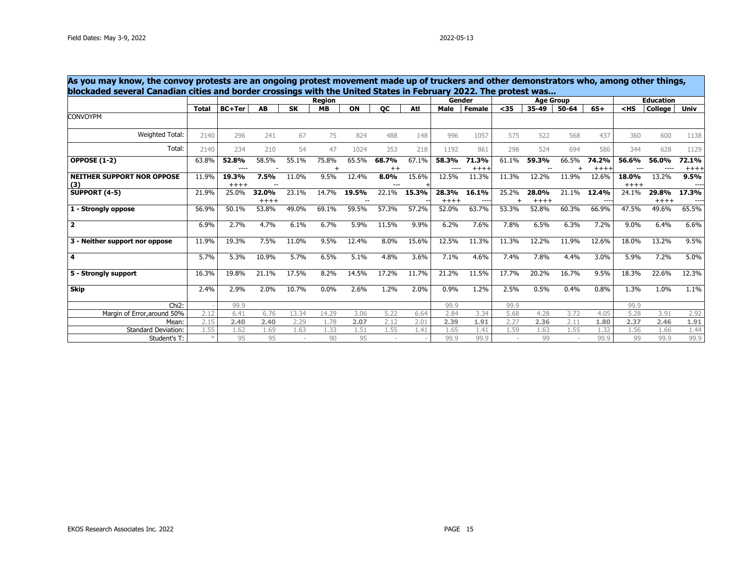Field Dates: May 3-9, 2022

2022-05-13

## As you may know, the convoy protests are an ongoing protest movement made up of truckers and other demonstrators who, among other things, blockaded several Canadian cities and border crossings with the United States in February 2022. The protest was...

| | | Region | | | | | | | Gender | | Age Group | | | | Education | | |
|---|---|---|---|---|---|---|---|---|---|---|---|---|---|---|---|---|---|
| | **Total** | **BC+Ter** | **AB** | **SK** | **MB** | **ON** | **QC** | **Atl** | **Male** | **Female** | **<35** | **35-49** | **50-64** | **65+** | **<HS** | **College** | **Univ** |
| CONVOYPM | | | | | | | | | | | | | | | | | |
| Weighted Total: | 2140 | 296 | 241 | 67 | 75 | 824 | 488 | 148 | 996 | 1057 | 575 | 522 | 568 | 437 | 360 | 600 | 1138 |
| Total: | 2140 | 234 | 210 | 54 | 47 | 1024 | 353 | 218 | 1192 | 861 | 298 | 524 | 694 | 586 | 344 | 628 | 1129 |
| **OPPOSE (1-2)** | 63.8% | **52.8%** ---- | 58.5% - | 55.1% | 75.8% + | 65.5% | **68.7%** ++ | 67.1% | **58.3%** ---- | **71.3%** ++++ | 61.1% | **59.3%** -- | 66.5% + | **74.2%** ++++ | **56.6%** --- | **56.0%** ---- | **72.1%** ++++ |
| **NEITHER SUPPORT NOR OPPOSE (3)** | 11.9% | **19.3%** ++++ | **7.5%** -- | 11.0% | 9.5% | 12.4% | **8.0%** --- | 15.6% + | 12.5% | 11.3% | 11.3% | 12.2% | 11.9% | 12.6% | **18.0%** ++++ | 13.2% | **9.5%** ---- |
| **SUPPORT (4-5)** | 21.9% | 25.0% | **32.0%** ++++ | 23.1% | 14.7% | **19.5%** -- | 22.1% | **15.3%** -- | **28.3%** ++++ | **16.1%** ---- | 25.2% + | **28.0%** ++++ | 21.1% | **12.4%** ---- | 24.1% | **29.8%** ++++ | **17.3%** ---- |
| **1 - Strongly oppose** | 56.9% | 50.1% | 53.8% | 49.0% | 69.1% | 59.5% | 57.3% | 57.2% | 52.0% | 63.7% | 53.3% | 52.8% | 60.3% | 66.9% | 47.5% | 49.6% | 65.5% |
| **2** | 6.9% | 2.7% | 4.7% | 6.1% | 6.7% | 5.9% | 11.5% | 9.9% | 6.2% | 7.6% | 7.8% | 6.5% | 6.3% | 7.2% | 9.0% | 6.4% | 6.6% |
| **3 - Neither support nor oppose** | 11.9% | 19.3% | 7.5% | 11.0% | 9.5% | 12.4% | 8.0% | 15.6% | 12.5% | 11.3% | 11.3% | 12.2% | 11.9% | 12.6% | 18.0% | 13.2% | 9.5% |
| **4** | 5.7% | 5.3% | 10.9% | 5.7% | 6.5% | 5.1% | 4.8% | 3.6% | 7.1% | 4.6% | 7.4% | 7.8% | 4.4% | 3.0% | 5.9% | 7.2% | 5.0% |
| **5 - Strongly support** | 16.3% | 19.8% | 21.1% | 17.5% | 8.2% | 14.5% | 17.2% | 11.7% | 21.2% | 11.5% | 17.7% | 20.2% | 16.7% | 9.5% | 18.3% | 22.6% | 12.3% |
| **Skip** | 2.4% | 2.9% | 2.0% | 10.7% | 0.0% | 2.6% | 1.2% | 2.0% | 0.9% | 1.2% | 2.5% | 0.5% | 0.4% | 0.8% | 1.3% | 1.0% | 1.1% |
| Chi2: | - | 99.9 | | | | | | | 99.9 | | 99.9 | | | | 99.9 | | |
| Margin of Error,around 50% | 2.12 | 6.41 | 6.76 | 13.34 | 14.29 | 3.06 | 5.22 | 6.64 | 2.84 | 3.34 | 5.68 | 4.28 | 3.72 | 4.05 | 5.28 | 3.91 | 2.92 |
| Mean: | 2.15 | **2.40** | **2.40** | 2.29 | 1.78 | **2.07** | 2.12 | 2.01 | **2.39** | **1.91** | 2.27 | **2.36** | 2.11 | **1.80** | **2.37** | **2.46** | **1.91** |
| Standard Deviation: | 1.55 | 1.62 | 1.69 | 1.63 | 1.33 | 1.51 | 1.55 | 1.41 | 1.65 | 1.41 | 1.59 | 1.63 | 1.55 | 1.32 | 1.56 | 1.66 | 1.44 |
| Student's T: | * | 95 | 95 | - | 90 | 95 | - | - | 99.9 | 99.9 | - | 99 | - | 99.9 | 99 | 99.9 | 99.9 |

EKOS Research Associates Inc. 2022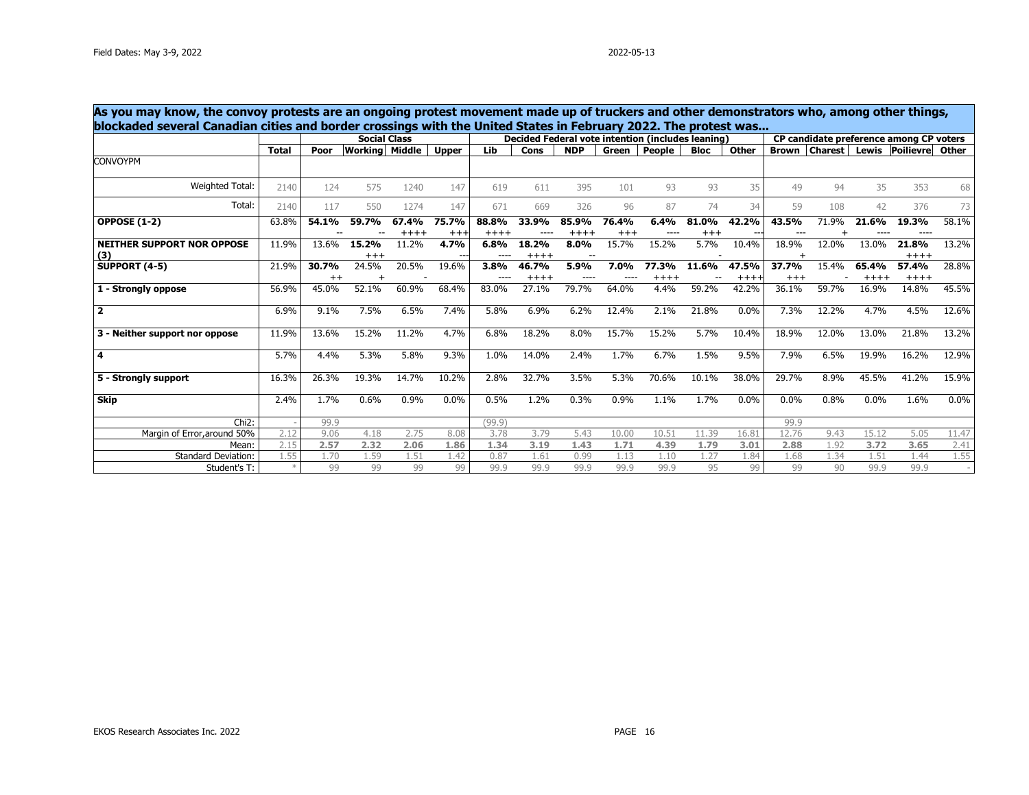Field Dates: May 3-9, 2022

2022-05-13

**As you may know, the convoy protests are an ongoing protest movement made up of truckers and other demonstrators who, among other things, blockaded several Canadian cities and border crossings with the United States in February 2022. The protest was...**

| | | Social Class | | | | Decided Federal vote intention (includes leaning) | | | | | | | CP candidate preference among CP voters | | | | |
|---|---|---|---|---|---|---|---|---|---|---|---|---|---|---|---|---|---|
| | **Total** | **Poor** | **Working** | **Middle** | **Upper** | **Lib** | **Cons** | **NDP** | **Green** | **People** | **Bloc** | **Other** | **Brown** | **Charest** | **Lewis** | **Poilievre** | **Other** |
| CONVOYPM | | | | | | | | | | | | | | | | | |
| Weighted Total: | 2140 | 124 | 575 | 1240 | 147 | 619 | 611 | 395 | 101 | 93 | 93 | 35 | 49 | 94 | 35 | 353 | 68 |
| Total: | 2140 | 117 | 550 | 1274 | 147 | 671 | 669 | 326 | 96 | 87 | 74 | 34 | 59 | 108 | 42 | 376 | 73 |
| **OPPOSE (1-2)** | 63.8% | **54.1%** -- | **59.7%** -- | **67.4%** ++++ | **75.7%** +++ | **88.8%** ++++ | **33.9%** ---- | **85.9%** ++++ | **76.4%** +++ | **6.4%** ---- | **81.0%** +++ | **42.2%** -- | **43.5%** --- | 71.9% + | **21.6%** ---- | **19.3%** ---- | 58.1% |
| **NEITHER SUPPORT NOR OPPOSE (3)** | 11.9% | 13.6% | **15.2%** +++ | 11.2% | **4.7%** --- | **6.8%** ---- | **18.2%** ++++ | **8.0%** -- | 15.7% | 15.2% | 5.7% - | 10.4% | 18.9% + | 12.0% | 13.0% | **21.8%** ++++ | 13.2% |
| **SUPPORT (4-5)** | 21.9% | **30.7%** ++ | 24.5% + | 20.5% - | 19.6% | **3.8%** ---- | **46.7%** ++++ | **5.9%** ---- | **7.0%** ---- | **77.3%** ++++ | **11.6%** -- | **47.5%** ++++ | **37.7%** +++ | 15.4% - | **65.4%** ++++ | **57.4%** ++++ | 28.8% |
| **1 - Strongly oppose** | 56.9% | 45.0% | 52.1% | 60.9% | 68.4% | 83.0% | 27.1% | 79.7% | 64.0% | 4.4% | 59.2% | 42.2% | 36.1% | 59.7% | 16.9% | 14.8% | 45.5% |
| **2** | 6.9% | 9.1% | 7.5% | 6.5% | 7.4% | 5.8% | 6.9% | 6.2% | 12.4% | 2.1% | 21.8% | 0.0% | 7.3% | 12.2% | 4.7% | 4.5% | 12.6% |
| **3 - Neither support nor oppose** | 11.9% | 13.6% | 15.2% | 11.2% | 4.7% | 6.8% | 18.2% | 8.0% | 15.7% | 15.2% | 5.7% | 10.4% | 18.9% | 12.0% | 13.0% | 21.8% | 13.2% |
| **4** | 5.7% | 4.4% | 5.3% | 5.8% | 9.3% | 1.0% | 14.0% | 2.4% | 1.7% | 6.7% | 1.5% | 9.5% | 7.9% | 6.5% | 19.9% | 16.2% | 12.9% |
| **5 - Strongly support** | 16.3% | 26.3% | 19.3% | 14.7% | 10.2% | 2.8% | 32.7% | 3.5% | 5.3% | 70.6% | 10.1% | 38.0% | 29.7% | 8.9% | 45.5% | 41.2% | 15.9% |
| **Skip** | 2.4% | 1.7% | 0.6% | 0.9% | 0.0% | 0.5% | 1.2% | 0.3% | 0.9% | 1.1% | 1.7% | 0.0% | 0.0% | 0.8% | 0.0% | 1.6% | 0.0% |
| Chi2: | - | 99.9 | | | | (99.9) | | | | | | | 99.9 | | | | |
| Margin of Error,around 50% | 2.12 | 9.06 | 4.18 | 2.75 | 8.08 | 3.78 | 3.79 | 5.43 | 10.00 | 10.51 | 11.39 | 16.81 | 12.76 | 9.43 | 15.12 | 5.05 | 11.47 |
| Mean: | 2.15 | **2.57** | **2.32** | **2.06** | **1.86** | **1.34** | **3.19** | **1.43** | **1.71** | **4.39** | **1.79** | **3.01** | **2.88** | 1.92 | **3.72** | **3.65** | 2.41 |
| Standard Deviation: | 1.55 | 1.70 | 1.59 | 1.51 | 1.42 | 0.87 | 1.61 | 0.99 | 1.13 | 1.10 | 1.27 | 1.84 | 1.68 | 1.34 | 1.51 | 1.44 | 1.55 |
| Student's T: | * | 99 | 99 | 99 | 99 | 99.9 | 99.9 | 99.9 | 99.9 | 99.9 | 95 | 99 | 99 | 90 | 99.9 | 99.9 | - |

EKOS Research Associates Inc. 2022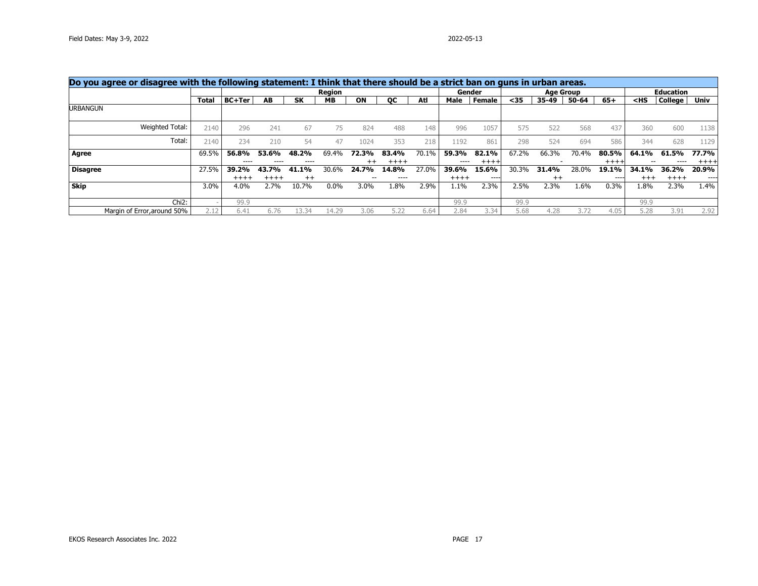Field Dates: May 3-9, 2022

2022-05-13

| Do you agree or disagree with the following statement: I think that there should be a strict ban on guns in urban areas. | | Region | | | | | | | Gender | | Age Group | | | | Education | | |
|---|---|---|---|---|---|---|---|---|---|---|---|---|---|---|---|---|---|
| | Total | BC+Ter | AB | SK | MB | ON | QC | Atl | Male | Female | <35 | 35-49 | 50-64 | 65+ | <HS | College | Univ |
| URBANGUN | | | | | | | | | | | | | | | | | |
| Weighted Total: | 2140 | 296 | 241 | 67 | 75 | 824 | 488 | 148 | 996 | 1057 | 575 | 522 | 568 | 437 | 360 | 600 | 1138 |
| Total: | 2140 | 234 | 210 | 54 | 47 | 1024 | 353 | 218 | 1192 | 861 | 298 | 524 | 694 | 586 | 344 | 628 | 1129 |
| **Agree** | 69.5% | **56.8%** ---- | **53.6%** ---- | **48.2%** ---- | 69.4% | **72.3%** ++ | **83.4%** ++++ | 70.1% | **59.3%** ---- | **82.1%** ++++ | 67.2% | 66.3% - | 70.4% | **80.5%** ++++ | **64.1%** -- | **61.5%** ---- | **77.7%** ++++ |
| **Disagree** | 27.5% | **39.2%** ++++ | **43.7%** ++++ | **41.1%** ++ | 30.6% | **24.7%** -- | **14.8%** ---- | 27.0% | **39.6%** ++++ | **15.6%** ---- | 30.3% | **31.4%** ++ | 28.0% | **19.1%** ---- | **34.1%** +++ | **36.2%** ++++ | **20.9%** ---- |
| **Skip** | 3.0% | 4.0% | 2.7% | 10.7% | 0.0% | 3.0% | 1.8% | 2.9% | 1.1% | 2.3% | 2.5% | 2.3% | 1.6% | 0.3% | 1.8% | 2.3% | 1.4% |
| Chi2: | - | 99.9 | | | | | | | 99.9 | | 99.9 | | | | 99.9 | | |
| Margin of Error,around 50% | 2.12 | 6.41 | 6.76 | 13.34 | 14.29 | 3.06 | 5.22 | 6.64 | 2.84 | 3.34 | 5.68 | 4.28 | 3.72 | 4.05 | 5.28 | 3.91 | 2.92 |

EKOS Research Associates Inc. 2022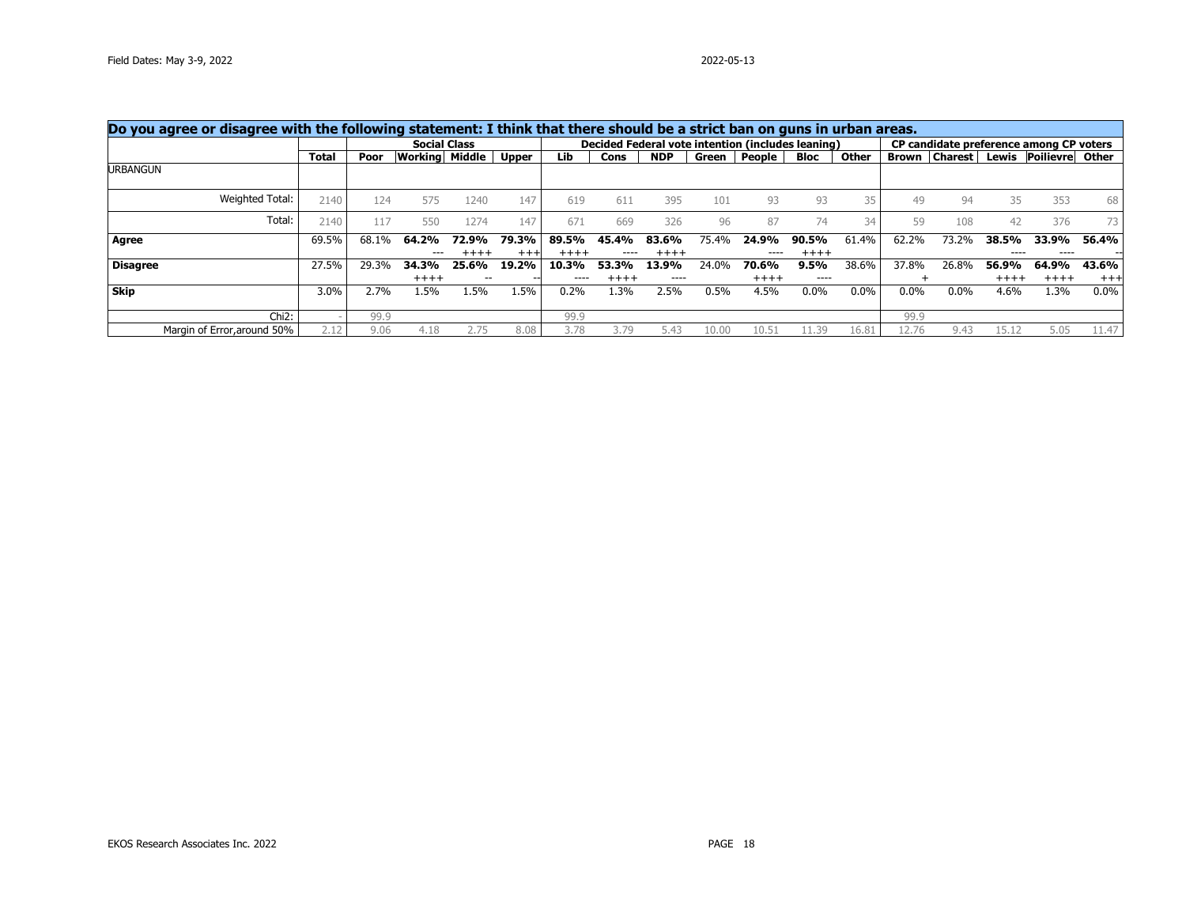## Do you agree or disagree with the following statement: I think that there should be a strict ban on guns in urban areas.

| | Total | Social Class | | | | Decided Federal vote intention (includes leaning) | | | | | | | CP candidate preference among CP voters | | | | |
|---|---|---|---|---|---|---|---|---|---|---|---|---|---|---|---|---|---|
| | | Poor | Working | Middle | Upper | Lib | Cons | NDP | Green | People | Bloc | Other | Brown | Charest | Lewis | Poilievre | Other |
| URBANGUN | | | | | | | | | | | | | | | | | |
| Weighted Total: | 2140 | 124 | 575 | 1240 | 147 | 619 | 611 | 395 | 101 | 93 | 93 | 35 | 49 | 94 | 35 | 353 | 68 |
| Total: | 2140 | 117 | 550 | 1274 | 147 | 671 | 669 | 326 | 96 | 87 | 74 | 34 | 59 | 108 | 42 | 376 | 73 |
| **Agree** | 69.5% | 68.1% | **64.2%** --- | **72.9%** ++++ | **79.3%** +++ | **89.5%** ++++ | **45.4%** ---- | **83.6%** ++++ | 75.4% | **24.9%** ---- | **90.5%** ++++ | 61.4% | 62.2% | 73.2% | **38.5%** ---- | **33.9%** ---- | **56.4%** -- |
| **Disagree** | 27.5% | 29.3% | **34.3%** ++++ | **25.6%** -- | **19.2%** -- | **10.3%** ---- | **53.3%** ++++ | **13.9%** ---- | 24.0% | **70.6%** ++++ | **9.5%** ---- | 38.6% | 37.8% + | 26.8% | **56.9%** ++++ | **64.9%** ++++ | **43.6%** +++ |
| **Skip** | 3.0% | 2.7% | 1.5% | 1.5% | 1.5% | 0.2% | 1.3% | 2.5% | 0.5% | 4.5% | 0.0% | 0.0% | 0.0% | 0.0% | 4.6% | 1.3% | 0.0% |
| Chi2: | - | 99.9 | | | | 99.9 | | | | | | | 99.9 | | | | |
| Margin of Error,around 50% | 2.12 | 9.06 | 4.18 | 2.75 | 8.08 | 3.78 | 3.79 | 5.43 | 10.00 | 10.51 | 11.39 | 16.81 | 12.76 | 9.43 | 15.12 | 5.05 | 11.47 |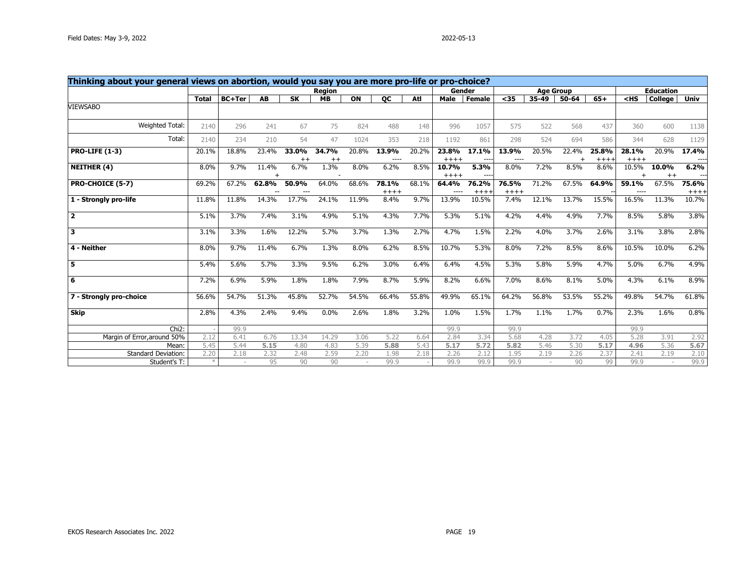Field Dates: May 3-9, 2022

2022-05-13

| Thinking about your general views on abortion, would you say you are more pro-life or pro-choice? | | Region | | | | | | | Gender | | Age Group | | | | Education | | |
|---|---|---|---|---|---|---|---|---|---|---|---|---|---|---|---|---|---|
| | Total | BC+Ter | AB | SK | MB | ON | QC | Atl | Male | Female | <35 | 35-49 | 50-64 | 65+ | <HS | College | Univ |
| VIEWSABO | | | | | | | | | | | | | | | | | |
| Weighted Total: | 2140 | 296 | 241 | 67 | 75 | 824 | 488 | 148 | 996 | 1057 | 575 | 522 | 568 | 437 | 360 | 600 | 1138 |
| Total: | 2140 | 234 | 210 | 54 | 47 | 1024 | 353 | 218 | 1192 | 861 | 298 | 524 | 694 | 586 | 344 | 628 | 1129 |
| **PRO-LIFE (1-3)** | 20.1% | 18.8% | 23.4% | **33.0%** ++ | **34.7%** ++ | 20.8% | **13.9%** ---- | 20.2% | **23.8%** ++++ | **17.1%** ---- | **13.9%** ---- | 20.5% | 22.4% + | **25.8%** ++++ | **28.1%** ++++ | 20.9% | **17.4%** ---- |
| **NEITHER (4)** | 8.0% | 9.7% | 11.4% + | 6.7% | 1.3% - | 8.0% | 6.2% | 8.5% | **10.7%** ++++ | **5.3%** ---- | 8.0% | 7.2% | 8.5% | 8.6% | 10.5% + | **10.0%** ++ | **6.2%** --- |
| **PRO-CHOICE (5-7)** | 69.2% | 67.2% | **62.8%** -- | **50.9%** --- | 64.0% | 68.6% | **78.1%** ++++ | 68.1% | **64.4%** ---- | **76.2%** ++++ | **76.5%** ++++ | 71.2% | 67.5% | **64.9%** -- | **59.1%** ---- | 67.5% | **75.6%** ++++ |
| **1 - Strongly pro-life** | 11.8% | 11.8% | 14.3% | 17.7% | 24.1% | 11.9% | 8.4% | 9.7% | 13.9% | 10.5% | 7.4% | 12.1% | 13.7% | 15.5% | 16.5% | 11.3% | 10.7% |
| **2** | 5.1% | 3.7% | 7.4% | 3.1% | 4.9% | 5.1% | 4.3% | 7.7% | 5.3% | 5.1% | 4.2% | 4.4% | 4.9% | 7.7% | 8.5% | 5.8% | 3.8% |
| **3** | 3.1% | 3.3% | 1.6% | 12.2% | 5.7% | 3.7% | 1.3% | 2.7% | 4.7% | 1.5% | 2.2% | 4.0% | 3.7% | 2.6% | 3.1% | 3.8% | 2.8% |
| **4 - Neither** | 8.0% | 9.7% | 11.4% | 6.7% | 1.3% | 8.0% | 6.2% | 8.5% | 10.7% | 5.3% | 8.0% | 7.2% | 8.5% | 8.6% | 10.5% | 10.0% | 6.2% |
| **5** | 5.4% | 5.6% | 5.7% | 3.3% | 9.5% | 6.2% | 3.0% | 6.4% | 6.4% | 4.5% | 5.3% | 5.8% | 5.9% | 4.7% | 5.0% | 6.7% | 4.9% |
| **6** | 7.2% | 6.9% | 5.9% | 1.8% | 1.8% | 7.9% | 8.7% | 5.9% | 8.2% | 6.6% | 7.0% | 8.6% | 8.1% | 5.0% | 4.3% | 6.1% | 8.9% |
| **7 - Strongly pro-choice** | 56.6% | 54.7% | 51.3% | 45.8% | 52.7% | 54.5% | 66.4% | 55.8% | 49.9% | 65.1% | 64.2% | 56.8% | 53.5% | 55.2% | 49.8% | 54.7% | 61.8% |
| **Skip** | 2.8% | 4.3% | 2.4% | 9.4% | 0.0% | 2.6% | 1.8% | 3.2% | 1.0% | 1.5% | 1.7% | 1.1% | 1.7% | 0.7% | 2.3% | 1.6% | 0.8% |
| Chi2: | - | 99.9 | | | | | | | 99.9 | | 99.9 | | | | 99.9 | | |
| Margin of Error,around 50% | 2.12 | 6.41 | 6.76 | 13.34 | 14.29 | 3.06 | 5.22 | 6.64 | 2.84 | 3.34 | 5.68 | 4.28 | 3.72 | 4.05 | 5.28 | 3.91 | 2.92 |
| Mean: | 5.45 | 5.44 | **5.15** | 4.80 | 4.83 | 5.39 | **5.88** | 5.43 | **5.17** | **5.72** | **5.82** | 5.46 | 5.30 | **5.17** | **4.96** | 5.36 | **5.67** |
| Standard Deviation: | 2.20 | 2.18 | 2.32 | 2.48 | 2.59 | 2.20 | 1.98 | 2.18 | 2.26 | 2.12 | 1.95 | 2.19 | 2.26 | 2.37 | 2.41 | 2.19 | 2.10 |
| Student's T: | * | - | 95 | 90 | 90 | - | 99.9 | - | 99.9 | 99.9 | 99.9 | - | 90 | 99 | 99.9 | - | 99.9 |

EKOS Research Associates Inc. 2022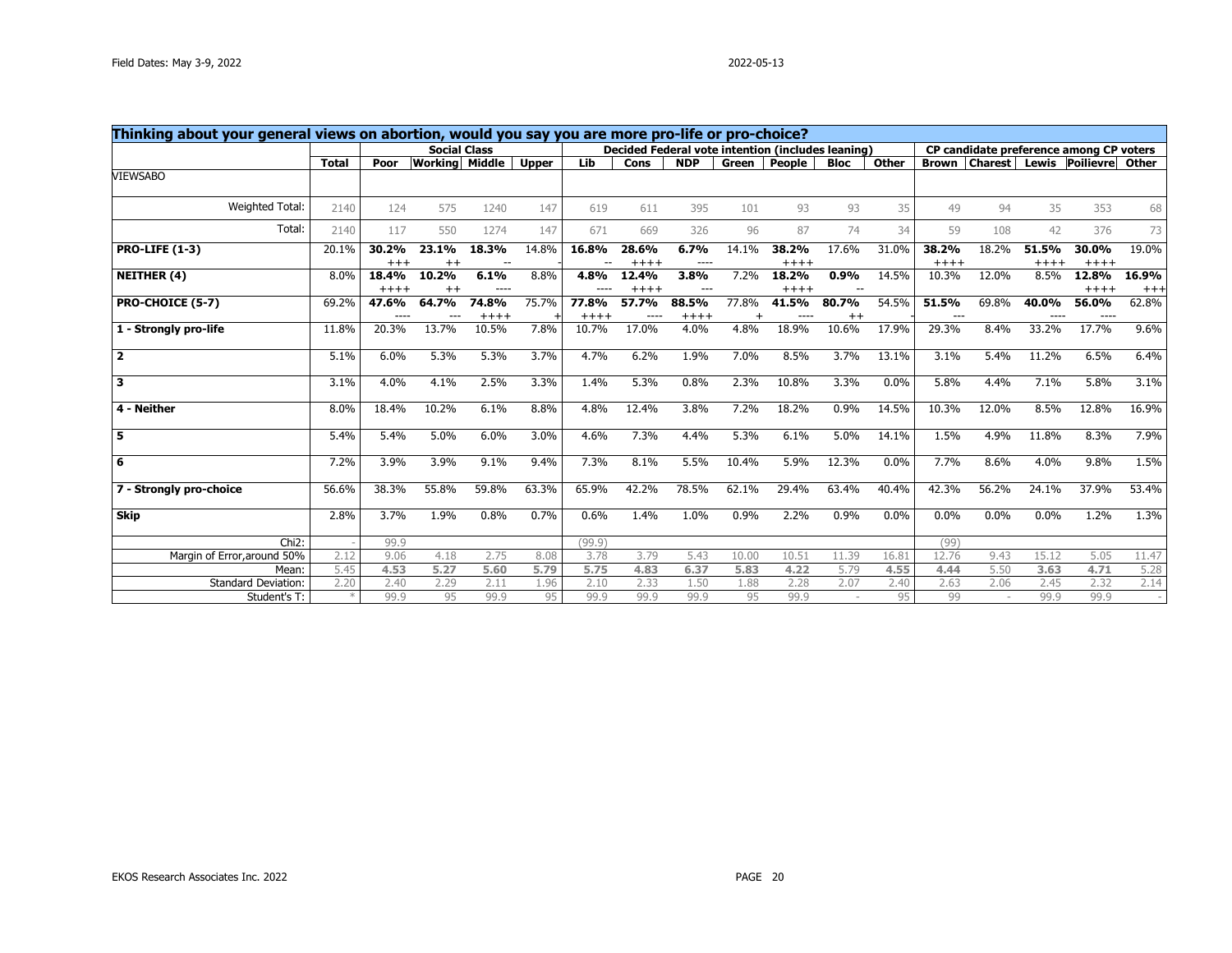Field Dates: May 3-9, 2022

2022-05-13

## Thinking about your general views on abortion, would you say you are more pro-life or pro-choice?

| | Total | Social Class | | | | Decided Federal vote intention (includes leaning) | | | | | | | CP candidate preference among CP voters | | | | |
|---|---|---|---|---|---|---|---|---|---|---|---|---|---|---|---|---|---|
| | | Poor | Working | Middle | Upper | Lib | Cons | NDP | Green | People | Bloc | Other | Brown | Charest | Lewis | Poilievre | Other |
| VIEWSABO | | | | | | | | | | | | | | | | | |
| Weighted Total: | 2140 | 124 | 575 | 1240 | 147 | 619 | 611 | 395 | 101 | 93 | 93 | 35 | 49 | 94 | 35 | 353 | 68 |
| Total: | 2140 | 117 | 550 | 1274 | 147 | 671 | 669 | 326 | 96 | 87 | 74 | 34 | 59 | 108 | 42 | 376 | 73 |
| **PRO-LIFE (1-3)** | 20.1% | **30.2%** +++ | **23.1%** ++ | **18.3%** -- | 14.8% - | **16.8%** -- | **28.6%** ++++ | **6.7%** ---- | 14.1% | **38.2%** ++++ | 17.6% | 31.0% | **38.2%** ++++ | 18.2% | **51.5%** ++++ | **30.0%** ++++ | 19.0% |
| **NEITHER (4)** | 8.0% | **18.4%** ++++ | **10.2%** ++ | **6.1%** ---- | 8.8% | **4.8%** ---- | **12.4%** ++++ | **3.8%** --- | 7.2% | **18.2%** ++++ | **0.9%** -- | 14.5% | 10.3% | 12.0% | 8.5% | **12.8%** ++++ | **16.9%** +++ |
| **PRO-CHOICE (5-7)** | 69.2% | **47.6%** ---- | **64.7%** --- | **74.8%** ++++ | 75.7% + | **77.8%** ++++ | **57.7%** ---- | **88.5%** ++++ | 77.8% + | **41.5%** ---- | **80.7%** ++ | 54.5% - | **51.5%** --- | 69.8% | **40.0%** ---- | **56.0%** ---- | 62.8% |
| **1 - Strongly pro-life** | 11.8% | 20.3% | 13.7% | 10.5% | 7.8% | 10.7% | 17.0% | 4.0% | 4.8% | 18.9% | 10.6% | 17.9% | 29.3% | 8.4% | 33.2% | 17.7% | 9.6% |
| **2** | 5.1% | 6.0% | 5.3% | 5.3% | 3.7% | 4.7% | 6.2% | 1.9% | 7.0% | 8.5% | 3.7% | 13.1% | 3.1% | 5.4% | 11.2% | 6.5% | 6.4% |
| **3** | 3.1% | 4.0% | 4.1% | 2.5% | 3.3% | 1.4% | 5.3% | 0.8% | 2.3% | 10.8% | 3.3% | 0.0% | 5.8% | 4.4% | 7.1% | 5.8% | 3.1% |
| **4 - Neither** | 8.0% | 18.4% | 10.2% | 6.1% | 8.8% | 4.8% | 12.4% | 3.8% | 7.2% | 18.2% | 0.9% | 14.5% | 10.3% | 12.0% | 8.5% | 12.8% | 16.9% |
| **5** | 5.4% | 5.4% | 5.0% | 6.0% | 3.0% | 4.6% | 7.3% | 4.4% | 5.3% | 6.1% | 5.0% | 14.1% | 1.5% | 4.9% | 11.8% | 8.3% | 7.9% |
| **6** | 7.2% | 3.9% | 3.9% | 9.1% | 9.4% | 7.3% | 8.1% | 5.5% | 10.4% | 5.9% | 12.3% | 0.0% | 7.7% | 8.6% | 4.0% | 9.8% | 1.5% |
| **7 - Strongly pro-choice** | 56.6% | 38.3% | 55.8% | 59.8% | 63.3% | 65.9% | 42.2% | 78.5% | 62.1% | 29.4% | 63.4% | 40.4% | 42.3% | 56.2% | 24.1% | 37.9% | 53.4% |
| **Skip** | 2.8% | 3.7% | 1.9% | 0.8% | 0.7% | 0.6% | 1.4% | 1.0% | 0.9% | 2.2% | 0.9% | 0.0% | 0.0% | 0.0% | 0.0% | 1.2% | 1.3% |
| Chi2: | - | 99.9 | | | | (99.9) | | | | | | | (99) | | | | |
| Margin of Error,around 50% | 2.12 | 9.06 | 4.18 | 2.75 | 8.08 | 3.78 | 3.79 | 5.43 | 10.00 | 10.51 | 11.39 | 16.81 | 12.76 | 9.43 | 15.12 | 5.05 | 11.47 |
| Mean: | 5.45 | **4.53** | **5.27** | **5.60** | **5.79** | **5.75** | **4.83** | **6.37** | **5.83** | **4.22** | 5.79 | **4.55** | **4.44** | 5.50 | **3.63** | **4.71** | 5.28 |
| Standard Deviation: | 2.20 | 2.40 | 2.29 | 2.11 | 1.96 | 2.10 | 2.33 | 1.50 | 1.88 | 2.28 | 2.07 | 2.40 | 2.63 | 2.06 | 2.45 | 2.32 | 2.14 |
| Student's T: | * | 99.9 | 95 | 99.9 | 95 | 99.9 | 99.9 | 99.9 | 95 | 99.9 | - | 95 | 99 | - | 99.9 | 99.9 | - |

EKOS Research Associates Inc. 2022